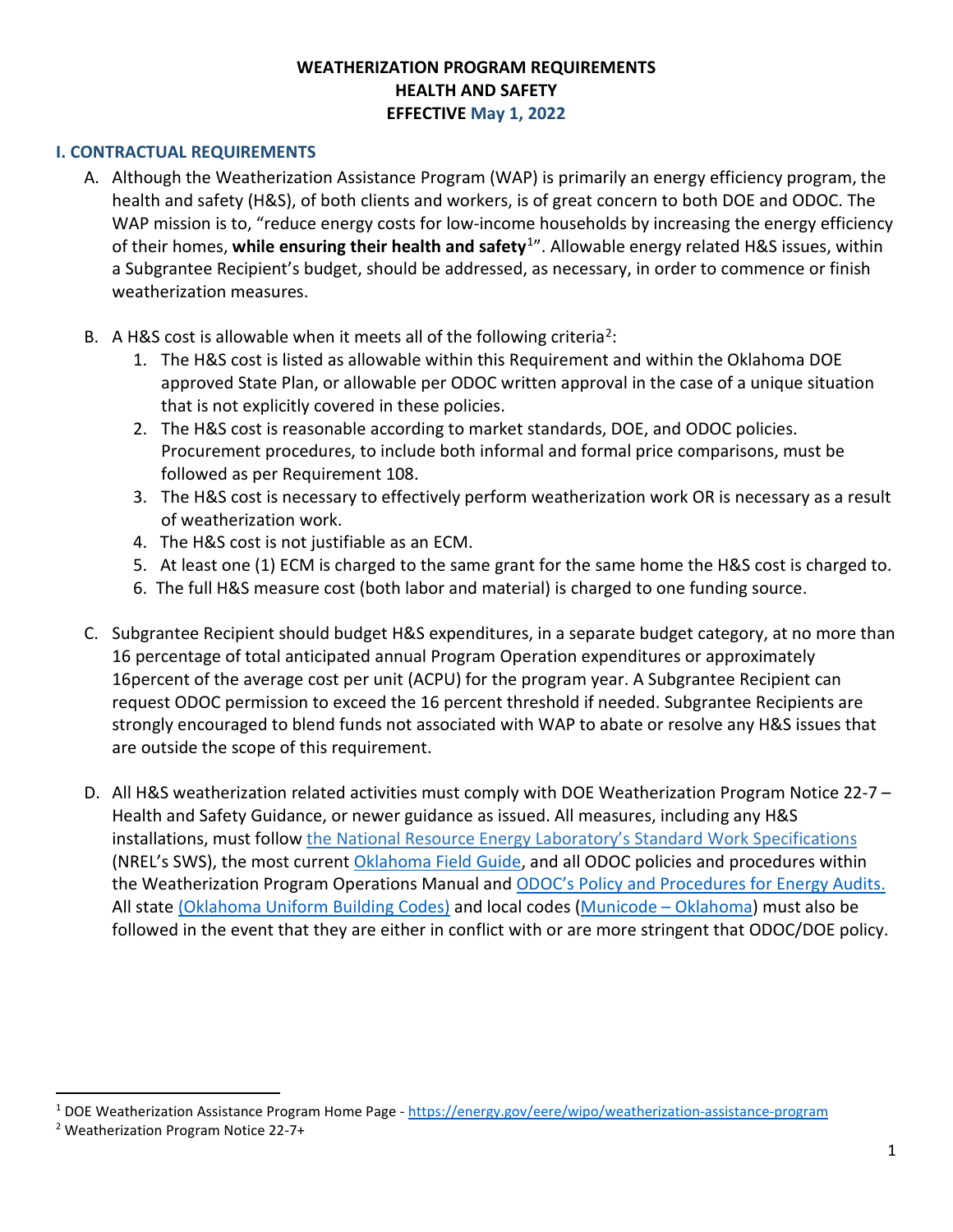**WEATHERIZATION PROGRAM REQUIREMENTS**
**HEALTH AND SAFETY**
**EFFECTIVE May 1, 2022**

## I. CONTRACTUAL REQUIREMENTS

A. Although the Weatherization Assistance Program (WAP) is primarily an energy efficiency program, the health and safety (H&S), of both clients and workers, is of great concern to both DOE and ODOC. The WAP mission is to, "reduce energy costs for low-income households by increasing the energy efficiency of their homes, **while ensuring their health and safety**[1]". Allowable energy related H&S issues, within a Subgrantee Recipient's budget, should be addressed, as necessary, in order to commence or finish weatherization measures.

B. A H&S cost is allowable when it meets all of the following criteria[2]:
   1. The H&S cost is listed as allowable within this Requirement and within the Oklahoma DOE approved State Plan, or allowable per ODOC written approval in the case of a unique situation that is not explicitly covered in these policies.
   2. The H&S cost is reasonable according to market standards, DOE, and ODOC policies. Procurement procedures, to include both informal and formal price comparisons, must be followed as per Requirement 108.
   3. The H&S cost is necessary to effectively perform weatherization work OR is necessary as a result of weatherization work.
   4. The H&S cost is not justifiable as an ECM.
   5. At least one (1) ECM is charged to the same grant for the same home the H&S cost is charged to.
   6. The full H&S measure cost (both labor and material) is charged to one funding source.

C. Subgrantee Recipient should budget H&S expenditures, in a separate budget category, at no more than 16 percentage of total anticipated annual Program Operation expenditures or approximately 16percent of the average cost per unit (ACPU) for the program year. A Subgrantee Recipient can request ODOC permission to exceed the 16 percent threshold if needed. Subgrantee Recipients are strongly encouraged to blend funds not associated with WAP to abate or resolve any H&S issues that are outside the scope of this requirement.

D. All H&S weatherization related activities must comply with DOE Weatherization Program Notice 22-7 – Health and Safety Guidance, or newer guidance as issued. All measures, including any H&S installations, must follow the National Resource Energy Laboratory's Standard Work Specifications (NREL's SWS), the most current Oklahoma Field Guide, and all ODOC policies and procedures within the Weatherization Program Operations Manual and ODOC's Policy and Procedures for Energy Audits. All state (Oklahoma Uniform Building Codes) and local codes (Municode – Oklahoma) must also be followed in the event that they are either in conflict with or are more stringent that ODOC/DOE policy.

---

[1] DOE Weatherization Assistance Program Home Page - https://energy.gov/eere/wipo/weatherization-assistance-program

[2] Weatherization Program Notice 22-7+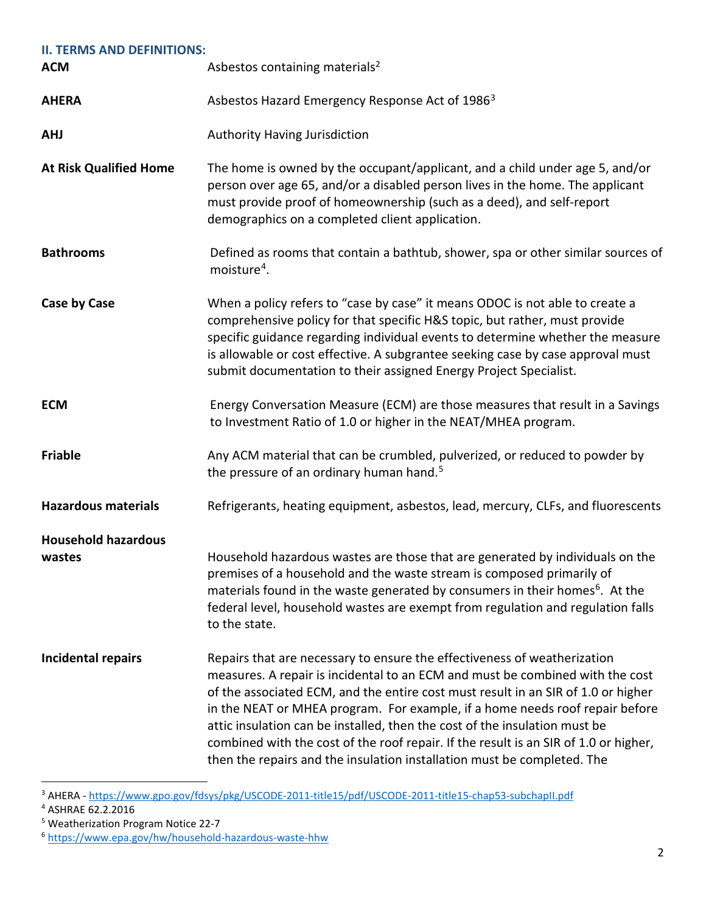## II. TERMS AND DEFINITIONS:

**ACM** Asbestos containing materials[2]

**AHERA** Asbestos Hazard Emergency Response Act of 1986[3]

**AHJ** Authority Having Jurisdiction

**At Risk Qualified Home** The home is owned by the occupant/applicant, and a child under age 5, and/or person over age 65, and/or a disabled person lives in the home. The applicant must provide proof of homeownership (such as a deed), and self-report demographics on a completed client application.

**Bathrooms** Defined as rooms that contain a bathtub, shower, spa or other similar sources of moisture[4].

**Case by Case** When a policy refers to "case by case" it means ODOC is not able to create a comprehensive policy for that specific H&S topic, but rather, must provide specific guidance regarding individual events to determine whether the measure is allowable or cost effective. A subgrantee seeking case by case approval must submit documentation to their assigned Energy Project Specialist.

**ECM** Energy Conversation Measure (ECM) are those measures that result in a Savings to Investment Ratio of 1.0 or higher in the NEAT/MHEA program.

**Friable** Any ACM material that can be crumbled, pulverized, or reduced to powder by the pressure of an ordinary human hand.[5]

**Hazardous materials** Refrigerants, heating equipment, asbestos, lead, mercury, CLFs, and fluorescents

**Household hazardous wastes** Household hazardous wastes are those that are generated by individuals on the premises of a household and the waste stream is composed primarily of materials found in the waste generated by consumers in their homes[6]. At the federal level, household wastes are exempt from regulation and regulation falls to the state.

**Incidental repairs** Repairs that are necessary to ensure the effectiveness of weatherization measures. A repair is incidental to an ECM and must be combined with the cost of the associated ECM, and the entire cost must result in an SIR of 1.0 or higher in the NEAT or MHEA program. For example, if a home needs roof repair before attic insulation can be installed, then the cost of the insulation must be combined with the cost of the roof repair. If the result is an SIR of 1.0 or higher, then the repairs and the insulation installation must be completed. The

---

[3] AHERA - https://www.gpo.gov/fdsys/pkg/USCODE-2011-title15/pdf/USCODE-2011-title15-chap53-subchapII.pdf

[4] ASHRAE 62.2.2016

[5] Weatherization Program Notice 22-7

[6] https://www.epa.gov/hw/household-hazardous-waste-hhw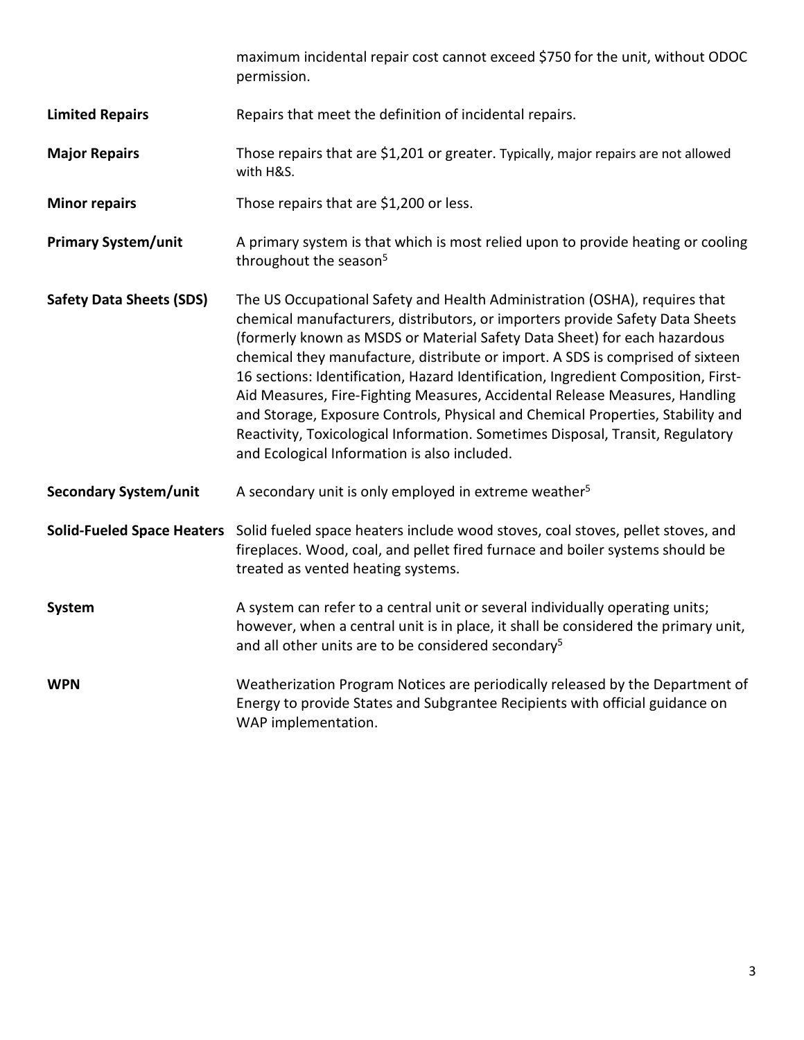maximum incidental repair cost cannot exceed $750 for the unit, without ODOC permission.

**Limited Repairs** Repairs that meet the definition of incidental repairs.

**Major Repairs** Those repairs that are $1,201 or greater. Typically, major repairs are not allowed with H&S.

**Minor repairs** Those repairs that are $1,200 or less.

**Primary System/unit** A primary system is that which is most relied upon to provide heating or cooling throughout the season[5]

**Safety Data Sheets (SDS)** The US Occupational Safety and Health Administration (OSHA), requires that chemical manufacturers, distributors, or importers provide Safety Data Sheets (formerly known as MSDS or Material Safety Data Sheet) for each hazardous chemical they manufacture, distribute or import. A SDS is comprised of sixteen 16 sections: Identification, Hazard Identification, Ingredient Composition, First-Aid Measures, Fire-Fighting Measures, Accidental Release Measures, Handling and Storage, Exposure Controls, Physical and Chemical Properties, Stability and Reactivity, Toxicological Information. Sometimes Disposal, Transit, Regulatory and Ecological Information is also included.

**Secondary System/unit** A secondary unit is only employed in extreme weather[5]

**Solid-Fueled Space Heaters** Solid fueled space heaters include wood stoves, coal stoves, pellet stoves, and fireplaces. Wood, coal, and pellet fired furnace and boiler systems should be treated as vented heating systems.

**System** A system can refer to a central unit or several individually operating units; however, when a central unit is in place, it shall be considered the primary unit, and all other units are to be considered secondary[5]

**WPN** Weatherization Program Notices are periodically released by the Department of Energy to provide States and Subgrantee Recipients with official guidance on WAP implementation.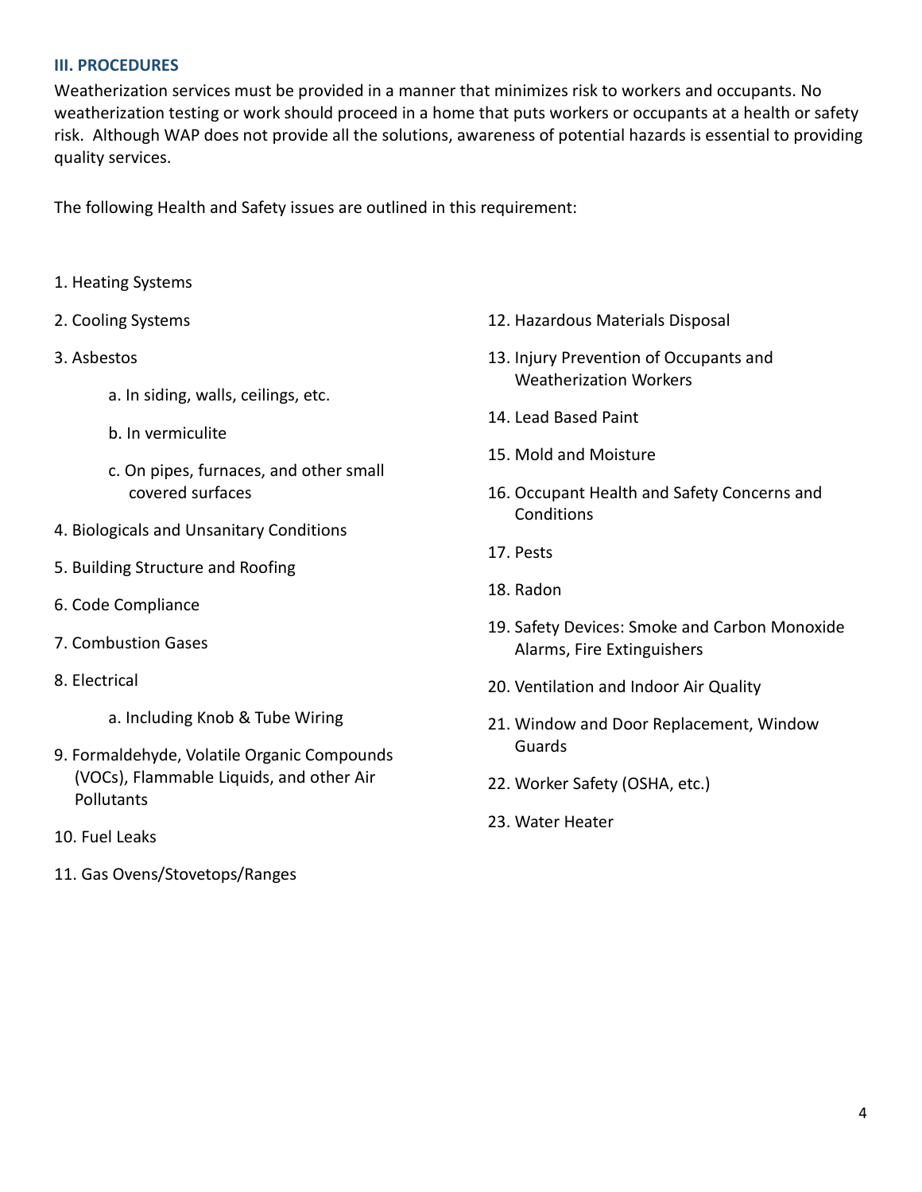### III. PROCEDURES

Weatherization services must be provided in a manner that minimizes risk to workers and occupants. No weatherization testing or work should proceed in a home that puts workers or occupants at a health or safety risk. Although WAP does not provide all the solutions, awareness of potential hazards is essential to providing quality services.

The following Health and Safety issues are outlined in this requirement:

1. Heating Systems
2. Cooling Systems
3. Asbestos
   a. In siding, walls, ceilings, etc.
   b. In vermiculite
   c. On pipes, furnaces, and other small covered surfaces
4. Biologicals and Unsanitary Conditions
5. Building Structure and Roofing
6. Code Compliance
7. Combustion Gases
8. Electrical
   a. Including Knob & Tube Wiring
9. Formaldehyde, Volatile Organic Compounds (VOCs), Flammable Liquids, and other Air Pollutants
10. Fuel Leaks
11. Gas Ovens/Stovetops/Ranges
12. Hazardous Materials Disposal
13. Injury Prevention of Occupants and Weatherization Workers
14. Lead Based Paint
15. Mold and Moisture
16. Occupant Health and Safety Concerns and Conditions
17. Pests
18. Radon
19. Safety Devices: Smoke and Carbon Monoxide Alarms, Fire Extinguishers
20. Ventilation and Indoor Air Quality
21. Window and Door Replacement, Window Guards
22. Worker Safety (OSHA, etc.)
23. Water Heater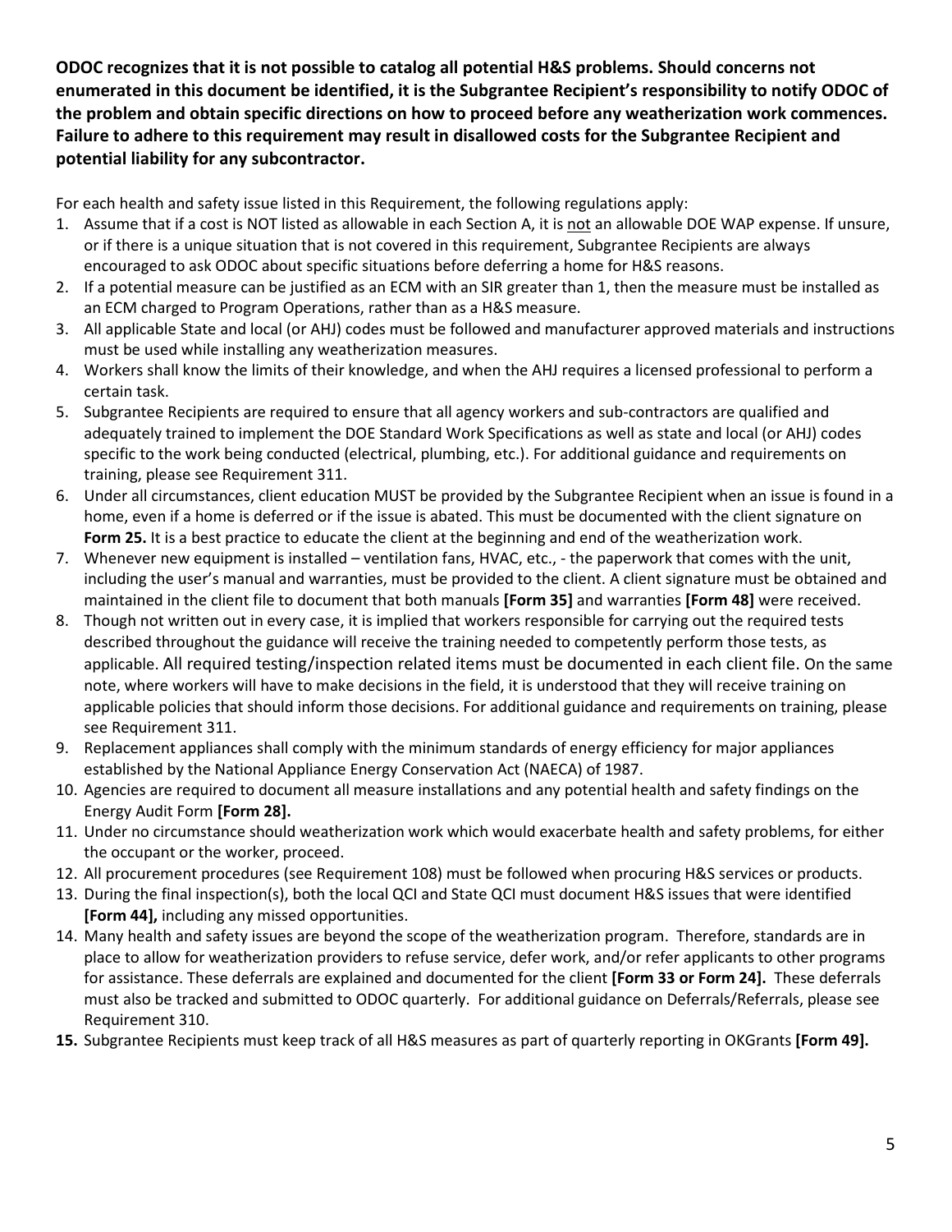**ODOC recognizes that it is not possible to catalog all potential H&S problems. Should concerns not enumerated in this document be identified, it is the Subgrantee Recipient's responsibility to notify ODOC of the problem and obtain specific directions on how to proceed before any weatherization work commences. Failure to adhere to this requirement may result in disallowed costs for the Subgrantee Recipient and potential liability for any subcontractor.**

For each health and safety issue listed in this Requirement, the following regulations apply:

1. Assume that if a cost is NOT listed as allowable in each Section A, it is not an allowable DOE WAP expense. If unsure, or if there is a unique situation that is not covered in this requirement, Subgrantee Recipients are always encouraged to ask ODOC about specific situations before deferring a home for H&S reasons.
2. If a potential measure can be justified as an ECM with an SIR greater than 1, then the measure must be installed as an ECM charged to Program Operations, rather than as a H&S measure.
3. All applicable State and local (or AHJ) codes must be followed and manufacturer approved materials and instructions must be used while installing any weatherization measures.
4. Workers shall know the limits of their knowledge, and when the AHJ requires a licensed professional to perform a certain task.
5. Subgrantee Recipients are required to ensure that all agency workers and sub-contractors are qualified and adequately trained to implement the DOE Standard Work Specifications as well as state and local (or AHJ) codes specific to the work being conducted (electrical, plumbing, etc.). For additional guidance and requirements on training, please see Requirement 311.
6. Under all circumstances, client education MUST be provided by the Subgrantee Recipient when an issue is found in a home, even if a home is deferred or if the issue is abated. This must be documented with the client signature on **Form 25.** It is a best practice to educate the client at the beginning and end of the weatherization work.
7. Whenever new equipment is installed – ventilation fans, HVAC, etc., - the paperwork that comes with the unit, including the user's manual and warranties, must be provided to the client. A client signature must be obtained and maintained in the client file to document that both manuals **[Form 35]** and warranties **[Form 48]** were received.
8. Though not written out in every case, it is implied that workers responsible for carrying out the required tests described throughout the guidance will receive the training needed to competently perform those tests, as applicable. All required testing/inspection related items must be documented in each client file. On the same note, where workers will have to make decisions in the field, it is understood that they will receive training on applicable policies that should inform those decisions. For additional guidance and requirements on training, please see Requirement 311.
9. Replacement appliances shall comply with the minimum standards of energy efficiency for major appliances established by the National Appliance Energy Conservation Act (NAECA) of 1987.
10. Agencies are required to document all measure installations and any potential health and safety findings on the Energy Audit Form **[Form 28].**
11. Under no circumstance should weatherization work which would exacerbate health and safety problems, for either the occupant or the worker, proceed.
12. All procurement procedures (see Requirement 108) must be followed when procuring H&S services or products.
13. During the final inspection(s), both the local QCI and State QCI must document H&S issues that were identified **[Form 44],** including any missed opportunities.
14. Many health and safety issues are beyond the scope of the weatherization program. Therefore, standards are in place to allow for weatherization providers to refuse service, defer work, and/or refer applicants to other programs for assistance. These deferrals are explained and documented for the client **[Form 33 or Form 24].** These deferrals must also be tracked and submitted to ODOC quarterly. For additional guidance on Deferrals/Referrals, please see Requirement 310.
15. Subgrantee Recipients must keep track of all H&S measures as part of quarterly reporting in OKGrants **[Form 49].**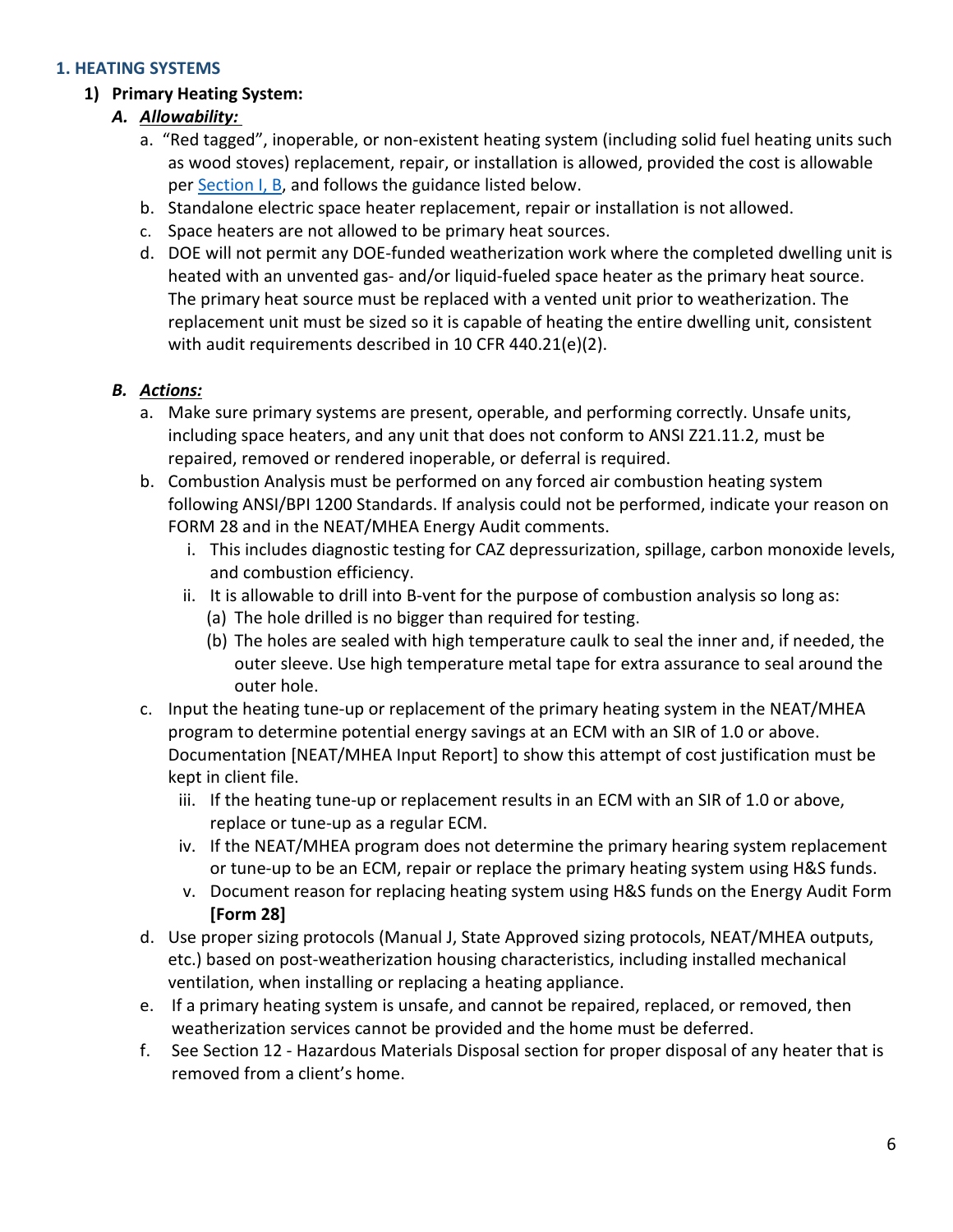## 1. HEATING SYSTEMS

### 1) Primary Heating System:

#### A. *Allowability:*

a. "Red tagged", inoperable, or non-existent heating system (including solid fuel heating units such as wood stoves) replacement, repair, or installation is allowed, provided the cost is allowable per Section I, B, and follows the guidance listed below.

b. Standalone electric space heater replacement, repair or installation is not allowed.

c. Space heaters are not allowed to be primary heat sources.

d. DOE will not permit any DOE-funded weatherization work where the completed dwelling unit is heated with an unvented gas- and/or liquid-fueled space heater as the primary heat source. The primary heat source must be replaced with a vented unit prior to weatherization. The replacement unit must be sized so it is capable of heating the entire dwelling unit, consistent with audit requirements described in 10 CFR 440.21(e)(2).

#### B. *Actions:*

a. Make sure primary systems are present, operable, and performing correctly. Unsafe units, including space heaters, and any unit that does not conform to ANSI Z21.11.2, must be repaired, removed or rendered inoperable, or deferral is required.

b. Combustion Analysis must be performed on any forced air combustion heating system following ANSI/BPI 1200 Standards. If analysis could not be performed, indicate your reason on FORM 28 and in the NEAT/MHEA Energy Audit comments.
   - i. This includes diagnostic testing for CAZ depressurization, spillage, carbon monoxide levels, and combustion efficiency.
   - ii. It is allowable to drill into B-vent for the purpose of combustion analysis so long as:
     - (a) The hole drilled is no bigger than required for testing.
     - (b) The holes are sealed with high temperature caulk to seal the inner and, if needed, the outer sleeve. Use high temperature metal tape for extra assurance to seal around the outer hole.

c. Input the heating tune-up or replacement of the primary heating system in the NEAT/MHEA program to determine potential energy savings at an ECM with an SIR of 1.0 or above. Documentation [NEAT/MHEA Input Report] to show this attempt of cost justification must be kept in client file.
   - iii. If the heating tune-up or replacement results in an ECM with an SIR of 1.0 or above, replace or tune-up as a regular ECM.
   - iv. If the NEAT/MHEA program does not determine the primary hearing system replacement or tune-up to be an ECM, repair or replace the primary heating system using H&S funds.
   - v. Document reason for replacing heating system using H&S funds on the Energy Audit Form **[Form 28]**

d. Use proper sizing protocols (Manual J, State Approved sizing protocols, NEAT/MHEA outputs, etc.) based on post-weatherization housing characteristics, including installed mechanical ventilation, when installing or replacing a heating appliance.

e. If a primary heating system is unsafe, and cannot be repaired, replaced, or removed, then weatherization services cannot be provided and the home must be deferred.

f. See Section 12 - Hazardous Materials Disposal section for proper disposal of any heater that is removed from a client's home.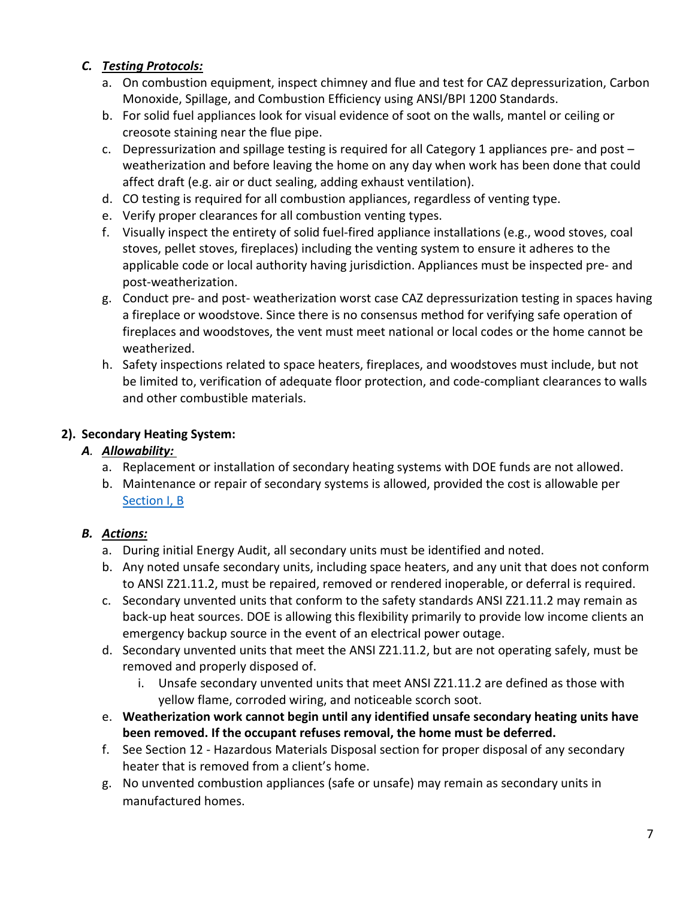### *C. Testing Protocols:*

a. On combustion equipment, inspect chimney and flue and test for CAZ depressurization, Carbon Monoxide, Spillage, and Combustion Efficiency using ANSI/BPI 1200 Standards.

b. For solid fuel appliances look for visual evidence of soot on the walls, mantel or ceiling or creosote staining near the flue pipe.

c. Depressurization and spillage testing is required for all Category 1 appliances pre- and post – weatherization and before leaving the home on any day when work has been done that could affect draft (e.g. air or duct sealing, adding exhaust ventilation).

d. CO testing is required for all combustion appliances, regardless of venting type.

e. Verify proper clearances for all combustion venting types.

f. Visually inspect the entirety of solid fuel-fired appliance installations (e.g., wood stoves, coal stoves, pellet stoves, fireplaces) including the venting system to ensure it adheres to the applicable code or local authority having jurisdiction. Appliances must be inspected pre- and post-weatherization.

g. Conduct pre- and post- weatherization worst case CAZ depressurization testing in spaces having a fireplace or woodstove. Since there is no consensus method for verifying safe operation of fireplaces and woodstoves, the vent must meet national or local codes or the home cannot be weatherized.

h. Safety inspections related to space heaters, fireplaces, and woodstoves must include, but not be limited to, verification of adequate floor protection, and code-compliant clearances to walls and other combustible materials.

## 2). Secondary Heating System:

### *A. Allowability:*

a. Replacement or installation of secondary heating systems with DOE funds are not allowed.

b. Maintenance or repair of secondary systems is allowed, provided the cost is allowable per Section I, B

### *B. Actions:*

a. During initial Energy Audit, all secondary units must be identified and noted.

b. Any noted unsafe secondary units, including space heaters, and any unit that does not conform to ANSI Z21.11.2, must be repaired, removed or rendered inoperable, or deferral is required.

c. Secondary unvented units that conform to the safety standards ANSI Z21.11.2 may remain as back-up heat sources. DOE is allowing this flexibility primarily to provide low income clients an emergency backup source in the event of an electrical power outage.

d. Secondary unvented units that meet the ANSI Z21.11.2, but are not operating safely, must be removed and properly disposed of.

   i. Unsafe secondary unvented units that meet ANSI Z21.11.2 are defined as those with yellow flame, corroded wiring, and noticeable scorch soot.

e. **Weatherization work cannot begin until any identified unsafe secondary heating units have been removed. If the occupant refuses removal, the home must be deferred.**

f. See Section 12 - Hazardous Materials Disposal section for proper disposal of any secondary heater that is removed from a client's home.

g. No unvented combustion appliances (safe or unsafe) may remain as secondary units in manufactured homes.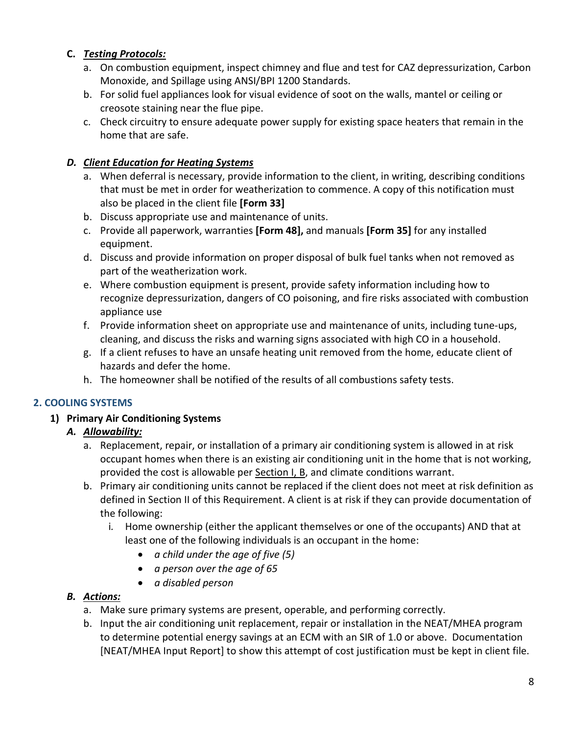**C. *Testing Protocols:***

a. On combustion equipment, inspect chimney and flue and test for CAZ depressurization, Carbon Monoxide, and Spillage using ANSI/BPI 1200 Standards.
b. For solid fuel appliances look for visual evidence of soot on the walls, mantel or ceiling or creosote staining near the flue pipe.
c. Check circuitry to ensure adequate power supply for existing space heaters that remain in the home that are safe.

***D. Client Education for Heating Systems***

a. When deferral is necessary, provide information to the client, in writing, describing conditions that must be met in order for weatherization to commence. A copy of this notification must also be placed in the client file **[Form 33]**
b. Discuss appropriate use and maintenance of units.
c. Provide all paperwork, warranties **[Form 48],** and manuals **[Form 35]** for any installed equipment.
d. Discuss and provide information on proper disposal of bulk fuel tanks when not removed as part of the weatherization work.
e. Where combustion equipment is present, provide safety information including how to recognize depressurization, dangers of CO poisoning, and fire risks associated with combustion appliance use
f. Provide information sheet on appropriate use and maintenance of units, including tune-ups, cleaning, and discuss the risks and warning signs associated with high CO in a household.
g. If a client refuses to have an unsafe heating unit removed from the home, educate client of hazards and defer the home.
h. The homeowner shall be notified of the results of all combustions safety tests.

## 2. COOLING SYSTEMS

### 1) Primary Air Conditioning Systems

***A. Allowability:***

a. Replacement, repair, or installation of a primary air conditioning system is allowed in at risk occupant homes when there is an existing air conditioning unit in the home that is not working, provided the cost is allowable per Section I, B, and climate conditions warrant.
b. Primary air conditioning units cannot be replaced if the client does not meet at risk definition as defined in Section II of this Requirement. A client is at risk if they can provide documentation of the following:
   i. Home ownership (either the applicant themselves or one of the occupants) AND that at least one of the following individuals is an occupant in the home:
      - *a child under the age of five (5)*
      - *a person over the age of 65*
      - *a disabled person*

***B. Actions:***

a. Make sure primary systems are present, operable, and performing correctly.
b. Input the air conditioning unit replacement, repair or installation in the NEAT/MHEA program to determine potential energy savings at an ECM with an SIR of 1.0 or above. Documentation [NEAT/MHEA Input Report] to show this attempt of cost justification must be kept in client file.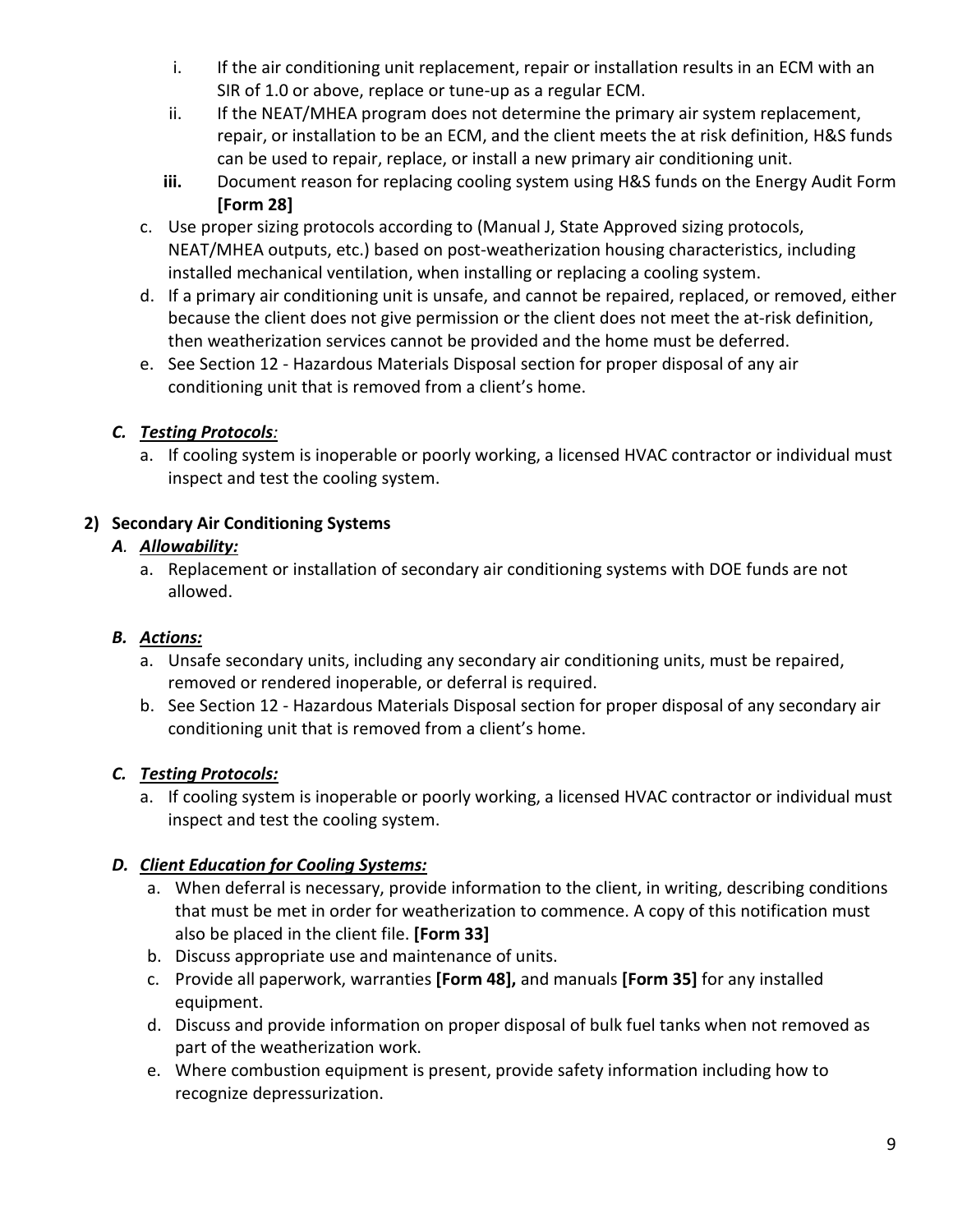i. If the air conditioning unit replacement, repair or installation results in an ECM with an SIR of 1.0 or above, replace or tune-up as a regular ECM.
   ii. If the NEAT/MHEA program does not determine the primary air system replacement, repair, or installation to be an ECM, and the client meets the at risk definition, H&S funds can be used to repair, replace, or install a new primary air conditioning unit.
   **iii.** Document reason for replacing cooling system using H&S funds on the Energy Audit Form **[Form 28]**

c. Use proper sizing protocols according to (Manual J, State Approved sizing protocols, NEAT/MHEA outputs, etc.) based on post-weatherization housing characteristics, including installed mechanical ventilation, when installing or replacing a cooling system.
d. If a primary air conditioning unit is unsafe, and cannot be repaired, replaced, or removed, either because the client does not give permission or the client does not meet the at-risk definition, then weatherization services cannot be provided and the home must be deferred.
e. See Section 12 - Hazardous Materials Disposal section for proper disposal of any air conditioning unit that is removed from a client's home.

### *C. Testing Protocols:*

a. If cooling system is inoperable or poorly working, a licensed HVAC contractor or individual must inspect and test the cooling system.

## 2) Secondary Air Conditioning Systems

### *A. Allowability:*

a. Replacement or installation of secondary air conditioning systems with DOE funds are not allowed.

### *B. Actions:*

a. Unsafe secondary units, including any secondary air conditioning units, must be repaired, removed or rendered inoperable, or deferral is required.
b. See Section 12 - Hazardous Materials Disposal section for proper disposal of any secondary air conditioning unit that is removed from a client's home.

### *C. Testing Protocols:*

a. If cooling system is inoperable or poorly working, a licensed HVAC contractor or individual must inspect and test the cooling system.

### *D. Client Education for Cooling Systems:*

a. When deferral is necessary, provide information to the client, in writing, describing conditions that must be met in order for weatherization to commence. A copy of this notification must also be placed in the client file. **[Form 33]**
b. Discuss appropriate use and maintenance of units.
c. Provide all paperwork, warranties **[Form 48],** and manuals **[Form 35]** for any installed equipment.
d. Discuss and provide information on proper disposal of bulk fuel tanks when not removed as part of the weatherization work.
e. Where combustion equipment is present, provide safety information including how to recognize depressurization.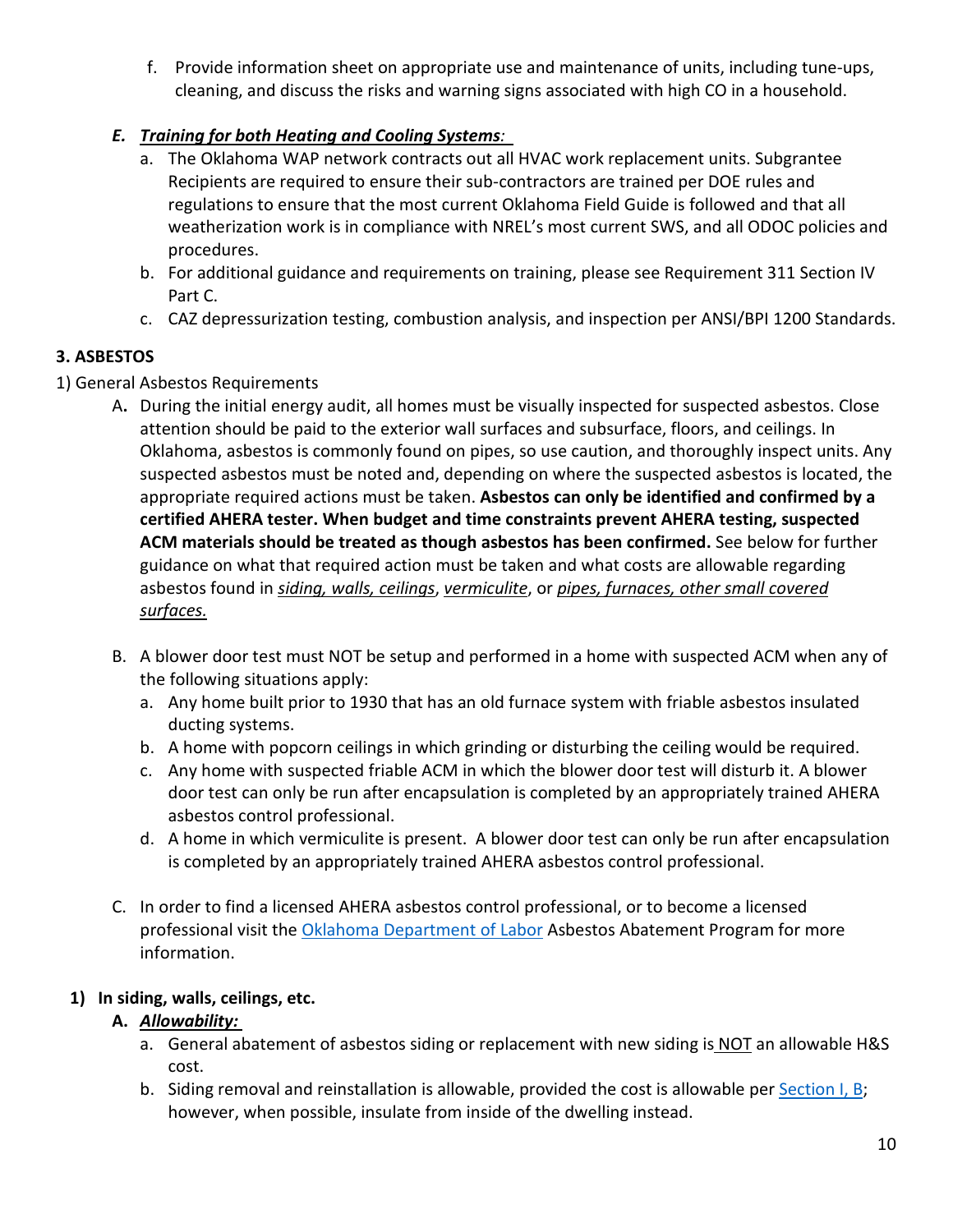f. Provide information sheet on appropriate use and maintenance of units, including tune-ups, cleaning, and discuss the risks and warning signs associated with high CO in a household.

### *E. Training for both Heating and Cooling Systems:*

a. The Oklahoma WAP network contracts out all HVAC work replacement units. Subgrantee Recipients are required to ensure their sub-contractors are trained per DOE rules and regulations to ensure that the most current Oklahoma Field Guide is followed and that all weatherization work is in compliance with NREL's most current SWS, and all ODOC policies and procedures.

b. For additional guidance and requirements on training, please see Requirement 311 Section IV Part C.

c. CAZ depressurization testing, combustion analysis, and inspection per ANSI/BPI 1200 Standards.

## 3. ASBESTOS

1) General Asbestos Requirements

A. During the initial energy audit, all homes must be visually inspected for suspected asbestos. Close attention should be paid to the exterior wall surfaces and subsurface, floors, and ceilings. In Oklahoma, asbestos is commonly found on pipes, so use caution, and thoroughly inspect units. Any suspected asbestos must be noted and, depending on where the suspected asbestos is located, the appropriate required actions must be taken. **Asbestos can only be identified and confirmed by a certified AHERA tester. When budget and time constraints prevent AHERA testing, suspected ACM materials should be treated as though asbestos has been confirmed.** See below for further guidance on what that required action must be taken and what costs are allowable regarding asbestos found in ***siding, walls, ceilings***, ***vermiculite***, or ***pipes, furnaces, other small covered surfaces.***

B. A blower door test must NOT be setup and performed in a home with suspected ACM when any of the following situations apply:

a. Any home built prior to 1930 that has an old furnace system with friable asbestos insulated ducting systems.

b. A home with popcorn ceilings in which grinding or disturbing the ceiling would be required.

c. Any home with suspected friable ACM in which the blower door test will disturb it. A blower door test can only be run after encapsulation is completed by an appropriately trained AHERA asbestos control professional.

d. A home in which vermiculite is present. A blower door test can only be run after encapsulation is completed by an appropriately trained AHERA asbestos control professional.

C. In order to find a licensed AHERA asbestos control professional, or to become a licensed professional visit the Oklahoma Department of Labor Asbestos Abatement Program for more information.

### 1) In siding, walls, ceilings, etc.

**A. *Allowability:***

a. General abatement of asbestos siding or replacement with new siding is NOT an allowable H&S cost.

b. Siding removal and reinstallation is allowable, provided the cost is allowable per Section I, B; however, when possible, insulate from inside of the dwelling instead.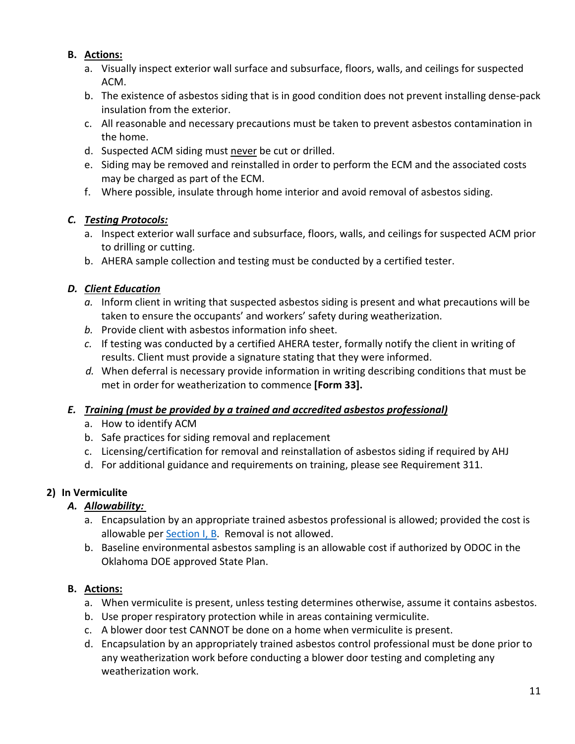**B. Actions:**

a. Visually inspect exterior wall surface and subsurface, floors, walls, and ceilings for suspected ACM.
b. The existence of asbestos siding that is in good condition does not prevent installing dense-pack insulation from the exterior.
c. All reasonable and necessary precautions must be taken to prevent asbestos contamination in the home.
d. Suspected ACM siding must never be cut or drilled.
e. Siding may be removed and reinstalled in order to perform the ECM and the associated costs may be charged as part of the ECM.
f. Where possible, insulate through home interior and avoid removal of asbestos siding.

***C. Testing Protocols:***

a. Inspect exterior wall surface and subsurface, floors, walls, and ceilings for suspected ACM prior to drilling or cutting.
b. AHERA sample collection and testing must be conducted by a certified tester.

***D. Client Education***

*a.* Inform client in writing that suspected asbestos siding is present and what precautions will be taken to ensure the occupants' and workers' safety during weatherization.
*b.* Provide client with asbestos information info sheet.
*c.* If testing was conducted by a certified AHERA tester, formally notify the client in writing of results. Client must provide a signature stating that they were informed.
*d.* When deferral is necessary provide information in writing describing conditions that must be met in order for weatherization to commence **[Form 33].**

***E. Training (must be provided by a trained and accredited asbestos professional)***

a. How to identify ACM
b. Safe practices for siding removal and replacement
c. Licensing/certification for removal and reinstallation of asbestos siding if required by AHJ
d. For additional guidance and requirements on training, please see Requirement 311.

**2) In Vermiculite**

***A. Allowability:***

a. Encapsulation by an appropriate trained asbestos professional is allowed; provided the cost is allowable per Section I, B. Removal is not allowed.
b. Baseline environmental asbestos sampling is an allowable cost if authorized by ODOC in the Oklahoma DOE approved State Plan.

**B. Actions:**

a. When vermiculite is present, unless testing determines otherwise, assume it contains asbestos.
b. Use proper respiratory protection while in areas containing vermiculite.
c. A blower door test CANNOT be done on a home when vermiculite is present.
d. Encapsulation by an appropriately trained asbestos control professional must be done prior to any weatherization work before conducting a blower door testing and completing any weatherization work.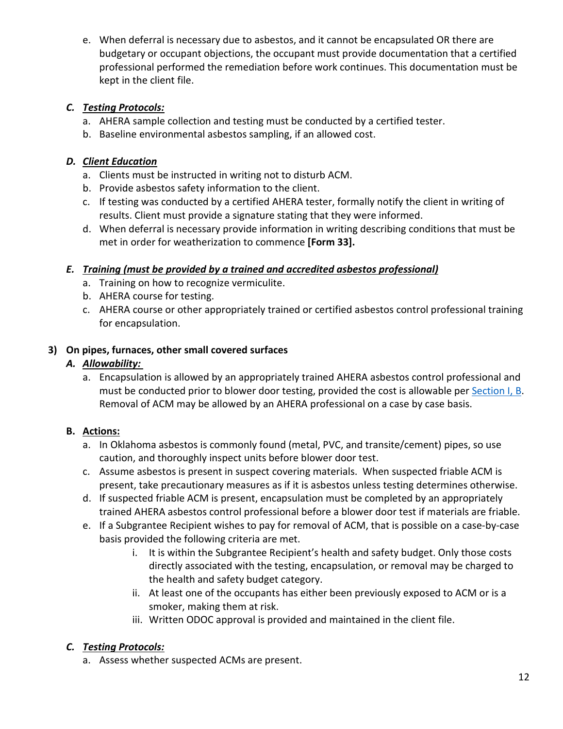e. When deferral is necessary due to asbestos, and it cannot be encapsulated OR there are budgetary or occupant objections, the occupant must provide documentation that a certified professional performed the remediation before work continues. This documentation must be kept in the client file.

### *C. Testing Protocols:*

a. AHERA sample collection and testing must be conducted by a certified tester.
b. Baseline environmental asbestos sampling, if an allowed cost.

### *D. Client Education*

a. Clients must be instructed in writing not to disturb ACM.
b. Provide asbestos safety information to the client.
c. If testing was conducted by a certified AHERA tester, formally notify the client in writing of results. Client must provide a signature stating that they were informed.
d. When deferral is necessary provide information in writing describing conditions that must be met in order for weatherization to commence **[Form 33].**

### *E. Training (must be provided by a trained and accredited asbestos professional)*

a. Training on how to recognize vermiculite.
b. AHERA course for testing.
c. AHERA course or other appropriately trained or certified asbestos control professional training for encapsulation.

## 3) On pipes, furnaces, other small covered surfaces

### *A. Allowability:*

a. Encapsulation is allowed by an appropriately trained AHERA asbestos control professional and must be conducted prior to blower door testing, provided the cost is allowable per Section I, B. Removal of ACM may be allowed by an AHERA professional on a case by case basis.

### B. Actions:

a. In Oklahoma asbestos is commonly found (metal, PVC, and transite/cement) pipes, so use caution, and thoroughly inspect units before blower door test.
c. Assume asbestos is present in suspect covering materials. When suspected friable ACM is present, take precautionary measures as if it is asbestos unless testing determines otherwise.
d. If suspected friable ACM is present, encapsulation must be completed by an appropriately trained AHERA asbestos control professional before a blower door test if materials are friable.
e. If a Subgrantee Recipient wishes to pay for removal of ACM, that is possible on a case-by-case basis provided the following criteria are met.
   i. It is within the Subgrantee Recipient's health and safety budget. Only those costs directly associated with the testing, encapsulation, or removal may be charged to the health and safety budget category.
   ii. At least one of the occupants has either been previously exposed to ACM or is a smoker, making them at risk.
   iii. Written ODOC approval is provided and maintained in the client file.

### *C. Testing Protocols:*

a. Assess whether suspected ACMs are present.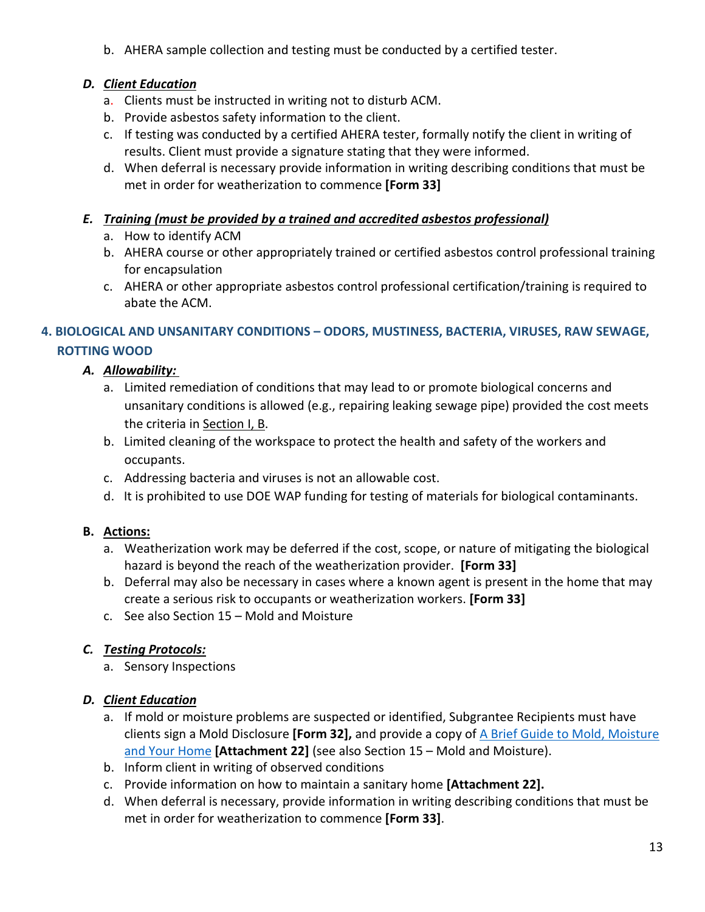b. AHERA sample collection and testing must be conducted by a certified tester.

### *D. Client Education*

a. Clients must be instructed in writing not to disturb ACM.
b. Provide asbestos safety information to the client.
c. If testing was conducted by a certified AHERA tester, formally notify the client in writing of results. Client must provide a signature stating that they were informed.
d. When deferral is necessary provide information in writing describing conditions that must be met in order for weatherization to commence **[Form 33]**

### *E. Training (must be provided by a trained and accredited asbestos professional)*

a. How to identify ACM
b. AHERA course or other appropriately trained or certified asbestos control professional training for encapsulation
c. AHERA or other appropriate asbestos control professional certification/training is required to abate the ACM.

## 4. BIOLOGICAL AND UNSANITARY CONDITIONS – ODORS, MUSTINESS, BACTERIA, VIRUSES, RAW SEWAGE, ROTTING WOOD

### *A. Allowability:*

a. Limited remediation of conditions that may lead to or promote biological concerns and unsanitary conditions is allowed (e.g., repairing leaking sewage pipe) provided the cost meets the criteria in Section I, B.
b. Limited cleaning of the workspace to protect the health and safety of the workers and occupants.
c. Addressing bacteria and viruses is not an allowable cost.
d. It is prohibited to use DOE WAP funding for testing of materials for biological contaminants.

### B. Actions:

a. Weatherization work may be deferred if the cost, scope, or nature of mitigating the biological hazard is beyond the reach of the weatherization provider. **[Form 33]**
b. Deferral may also be necessary in cases where a known agent is present in the home that may create a serious risk to occupants or weatherization workers. **[Form 33]**
c. See also Section 15 – Mold and Moisture

### *C. Testing Protocols:*

a. Sensory Inspections

### *D. Client Education*

a. If mold or moisture problems are suspected or identified, Subgrantee Recipients must have clients sign a Mold Disclosure **[Form 32],** and provide a copy of A Brief Guide to Mold, Moisture and Your Home **[Attachment 22]** (see also Section 15 – Mold and Moisture).
b. Inform client in writing of observed conditions
c. Provide information on how to maintain a sanitary home **[Attachment 22].**
d. When deferral is necessary, provide information in writing describing conditions that must be met in order for weatherization to commence **[Form 33]**.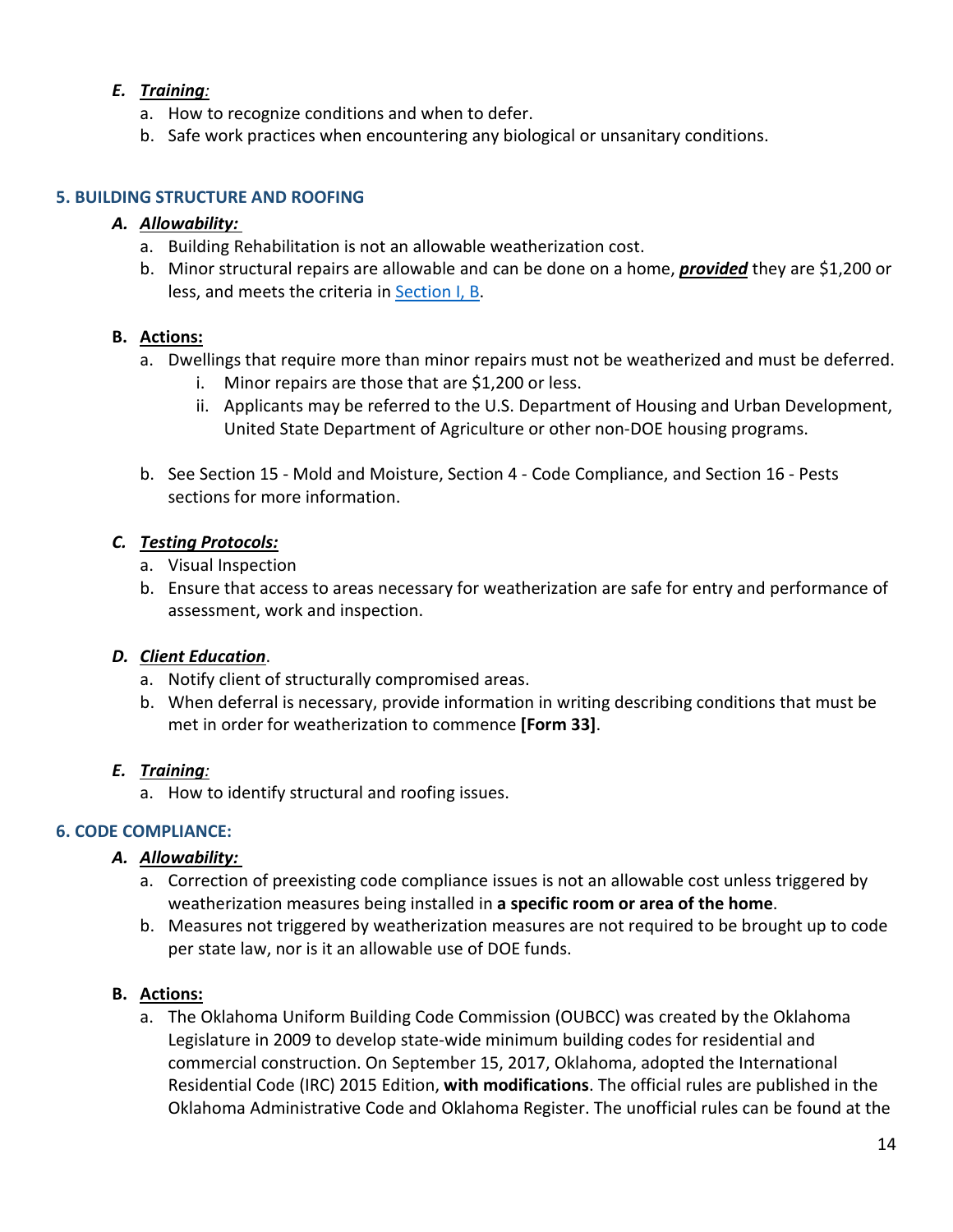### *E. **Training**:*

a. How to recognize conditions and when to defer.

b. Safe work practices when encountering any biological or unsanitary conditions.

## 5. BUILDING STRUCTURE AND ROOFING

### *A. **Allowability:***

a. Building Rehabilitation is not an allowable weatherization cost.

b. Minor structural repairs are allowable and can be done on a home, ***provided*** they are $1,200 or less, and meets the criteria in Section I, B.

### B. **Actions:**

a. Dwellings that require more than minor repairs must not be weatherized and must be deferred.

   i. Minor repairs are those that are $1,200 or less.

   ii. Applicants may be referred to the U.S. Department of Housing and Urban Development, United State Department of Agriculture or other non-DOE housing programs.

b. See Section 15 - Mold and Moisture, Section 4 - Code Compliance, and Section 16 - Pests sections for more information.

### *C. **Testing Protocols:***

a. Visual Inspection

b. Ensure that access to areas necessary for weatherization are safe for entry and performance of assessment, work and inspection.

### *D. **Client Education**.*

a. Notify client of structurally compromised areas.

b. When deferral is necessary, provide information in writing describing conditions that must be met in order for weatherization to commence **[Form 33]**.

### *E. **Training**:*

a. How to identify structural and roofing issues.

## 6. CODE COMPLIANCE:

### *A. **Allowability:***

a. Correction of preexisting code compliance issues is not an allowable cost unless triggered by weatherization measures being installed in **a specific room or area of the home**.

b. Measures not triggered by weatherization measures are not required to be brought up to code per state law, nor is it an allowable use of DOE funds.

### B. **Actions:**

a. The Oklahoma Uniform Building Code Commission (OUBCC) was created by the Oklahoma Legislature in 2009 to develop state-wide minimum building codes for residential and commercial construction. On September 15, 2017, Oklahoma, adopted the International Residential Code (IRC) 2015 Edition, **with modifications**. The official rules are published in the Oklahoma Administrative Code and Oklahoma Register. The unofficial rules can be found at the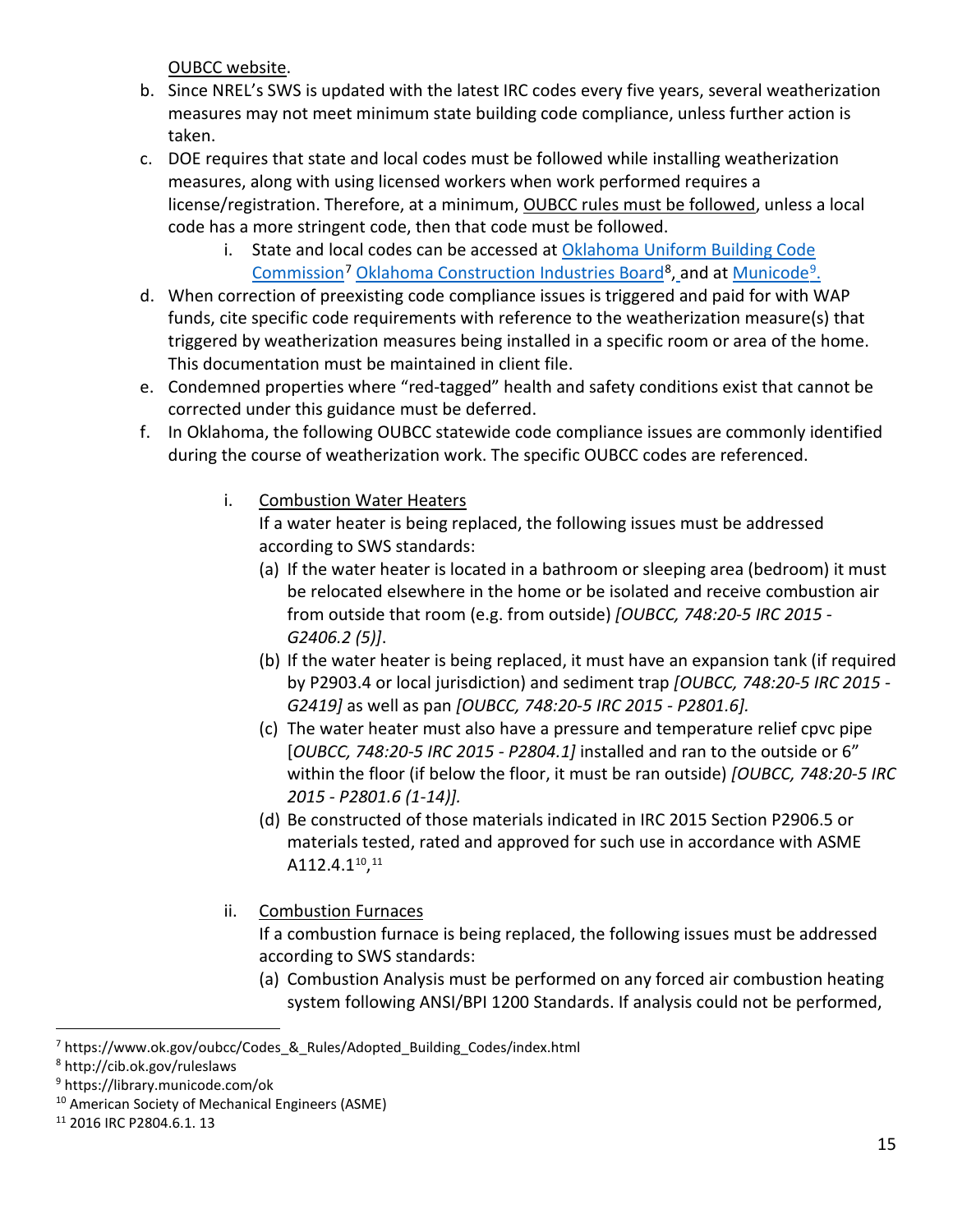OUBCC website.

b. Since NREL's SWS is updated with the latest IRC codes every five years, several weatherization measures may not meet minimum state building code compliance, unless further action is taken.

c. DOE requires that state and local codes must be followed while installing weatherization measures, along with using licensed workers when work performed requires a license/registration. Therefore, at a minimum, OUBCC rules must be followed, unless a local code has a more stringent code, then that code must be followed.

    i. State and local codes can be accessed at Oklahoma Uniform Building Code Commission[7] Oklahoma Construction Industries Board[8], and at Municode[9].

d. When correction of preexisting code compliance issues is triggered and paid for with WAP funds, cite specific code requirements with reference to the weatherization measure(s) that triggered by weatherization measures being installed in a specific room or area of the home. This documentation must be maintained in client file.

e. Condemned properties where "red-tagged" health and safety conditions exist that cannot be corrected under this guidance must be deferred.

f. In Oklahoma, the following OUBCC statewide code compliance issues are commonly identified during the course of weatherization work. The specific OUBCC codes are referenced.

    i. Combustion Water Heaters

    If a water heater is being replaced, the following issues must be addressed according to SWS standards:

    (a) If the water heater is located in a bathroom or sleeping area (bedroom) it must be relocated elsewhere in the home or be isolated and receive combustion air from outside that room (e.g. from outside) *[OUBCC, 748:20-5 IRC 2015 - G2406.2 (5)]*.

    (b) If the water heater is being replaced, it must have an expansion tank (if required by P2903.4 or local jurisdiction) and sediment trap *[OUBCC, 748:20-5 IRC 2015 - G2419]* as well as pan *[OUBCC, 748:20-5 IRC 2015 - P2801.6].*

    (c) The water heater must also have a pressure and temperature relief cpvc pipe [*OUBCC, 748:20-5 IRC 2015 - P2804.1]* installed and ran to the outside or 6" within the floor (if below the floor, it must be ran outside) *[OUBCC, 748:20-5 IRC 2015 - P2801.6 (1-14)].*

    (d) Be constructed of those materials indicated in IRC 2015 Section P2906.5 or materials tested, rated and approved for such use in accordance with ASME A112.4.1[10],[11]

    ii. Combustion Furnaces

    If a combustion furnace is being replaced, the following issues must be addressed according to SWS standards:

    (a) Combustion Analysis must be performed on any forced air combustion heating system following ANSI/BPI 1200 Standards. If analysis could not be performed,

---

[7] https://www.ok.gov/oubcc/Codes_&_Rules/Adopted_Building_Codes/index.html

[8] http://cib.ok.gov/ruleslaws

[9] https://library.municode.com/ok

[10] American Society of Mechanical Engineers (ASME)

[11] 2016 IRC P2804.6.1. 13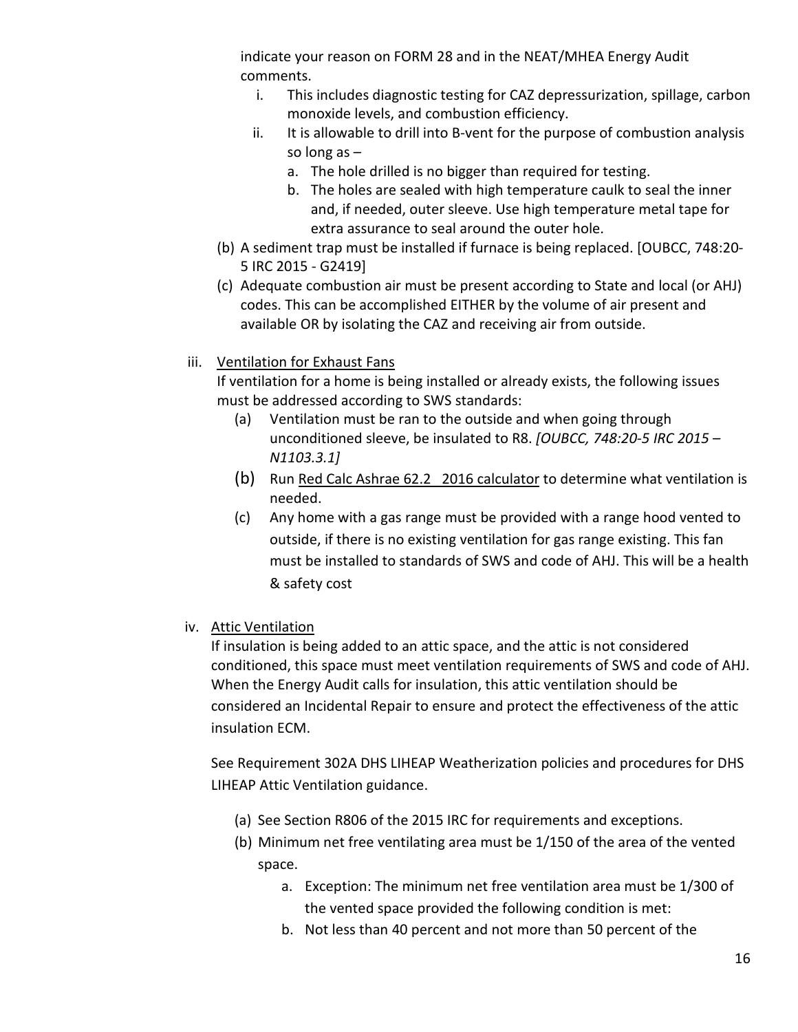indicate your reason on FORM 28 and in the NEAT/MHEA Energy Audit comments.

   i. This includes diagnostic testing for CAZ depressurization, spillage, carbon monoxide levels, and combustion efficiency.
   ii. It is allowable to drill into B-vent for the purpose of combustion analysis so long as –
      a. The hole drilled is no bigger than required for testing.
      b. The holes are sealed with high temperature caulk to seal the inner and, if needed, outer sleeve. Use high temperature metal tape for extra assurance to seal around the outer hole.

(b) A sediment trap must be installed if furnace is being replaced. [OUBCC, 748:20-5 IRC 2015 - G2419]

(c) Adequate combustion air must be present according to State and local (or AHJ) codes. This can be accomplished EITHER by the volume of air present and available OR by isolating the CAZ and receiving air from outside.

iii. Ventilation for Exhaust Fans

If ventilation for a home is being installed or already exists, the following issues must be addressed according to SWS standards:

(a) Ventilation must be ran to the outside and when going through unconditioned sleeve, be insulated to R8. *[OUBCC, 748:20-5 IRC 2015 – N1103.3.1]*

(b) Run Red Calc Ashrae 62.2 2016 calculator to determine what ventilation is needed.

(c) Any home with a gas range must be provided with a range hood vented to outside, if there is no existing ventilation for gas range existing. This fan must be installed to standards of SWS and code of AHJ. This will be a health & safety cost

iv. Attic Ventilation

If insulation is being added to an attic space, and the attic is not considered conditioned, this space must meet ventilation requirements of SWS and code of AHJ. When the Energy Audit calls for insulation, this attic ventilation should be considered an Incidental Repair to ensure and protect the effectiveness of the attic insulation ECM.

See Requirement 302A DHS LIHEAP Weatherization policies and procedures for DHS LIHEAP Attic Ventilation guidance.

(a) See Section R806 of the 2015 IRC for requirements and exceptions.

(b) Minimum net free ventilating area must be 1/150 of the area of the vented space.
   a. Exception: The minimum net free ventilation area must be 1/300 of the vented space provided the following condition is met:
   b. Not less than 40 percent and not more than 50 percent of the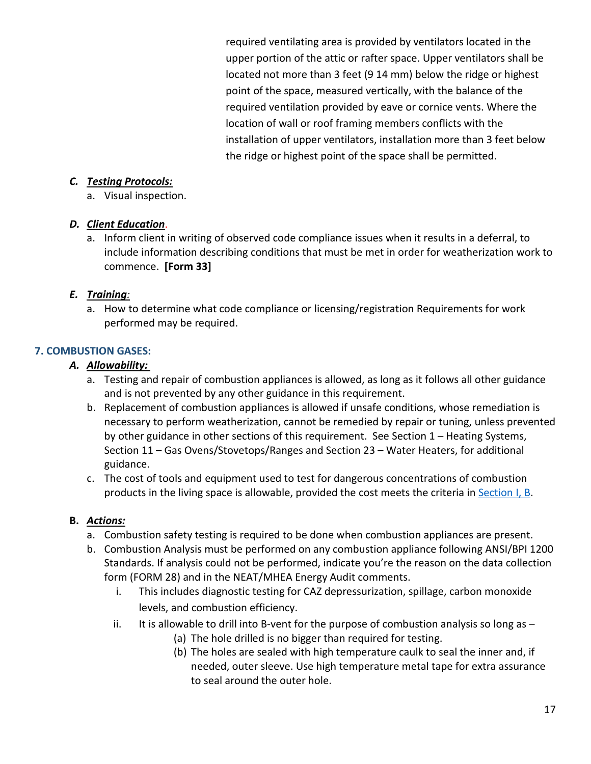required ventilating area is provided by ventilators located in the upper portion of the attic or rafter space. Upper ventilators shall be located not more than 3 feet (9 14 mm) below the ridge or highest point of the space, measured vertically, with the balance of the required ventilation provided by eave or cornice vents. Where the location of wall or roof framing members conflicts with the installation of upper ventilators, installation more than 3 feet below the ridge or highest point of the space shall be permitted.

***C. Testing Protocols:***

a. Visual inspection.

***D. Client Education.***

a. Inform client in writing of observed code compliance issues when it results in a deferral, to include information describing conditions that must be met in order for weatherization work to commence. **[Form 33]**

***E. Training:***

a. How to determine what code compliance or licensing/registration Requirements for work performed may be required.

### 7. COMBUSTION GASES:

***A. Allowability:***

a. Testing and repair of combustion appliances is allowed, as long as it follows all other guidance and is not prevented by any other guidance in this requirement.
b. Replacement of combustion appliances is allowed if unsafe conditions, whose remediation is necessary to perform weatherization, cannot be remedied by repair or tuning, unless prevented by other guidance in other sections of this requirement. See Section 1 – Heating Systems, Section 11 – Gas Ovens/Stovetops/Ranges and Section 23 – Water Heaters, for additional guidance.
c. The cost of tools and equipment used to test for dangerous concentrations of combustion products in the living space is allowable, provided the cost meets the criteria in Section I, B.

**B. *Actions:***

a. Combustion safety testing is required to be done when combustion appliances are present.
b. Combustion Analysis must be performed on any combustion appliance following ANSI/BPI 1200 Standards. If analysis could not be performed, indicate you're the reason on the data collection form (FORM 28) and in the NEAT/MHEA Energy Audit comments.
   i. This includes diagnostic testing for CAZ depressurization, spillage, carbon monoxide levels, and combustion efficiency.
   ii. It is allowable to drill into B-vent for the purpose of combustion analysis so long as –
      (a) The hole drilled is no bigger than required for testing.
      (b) The holes are sealed with high temperature caulk to seal the inner and, if needed, outer sleeve. Use high temperature metal tape for extra assurance to seal around the outer hole.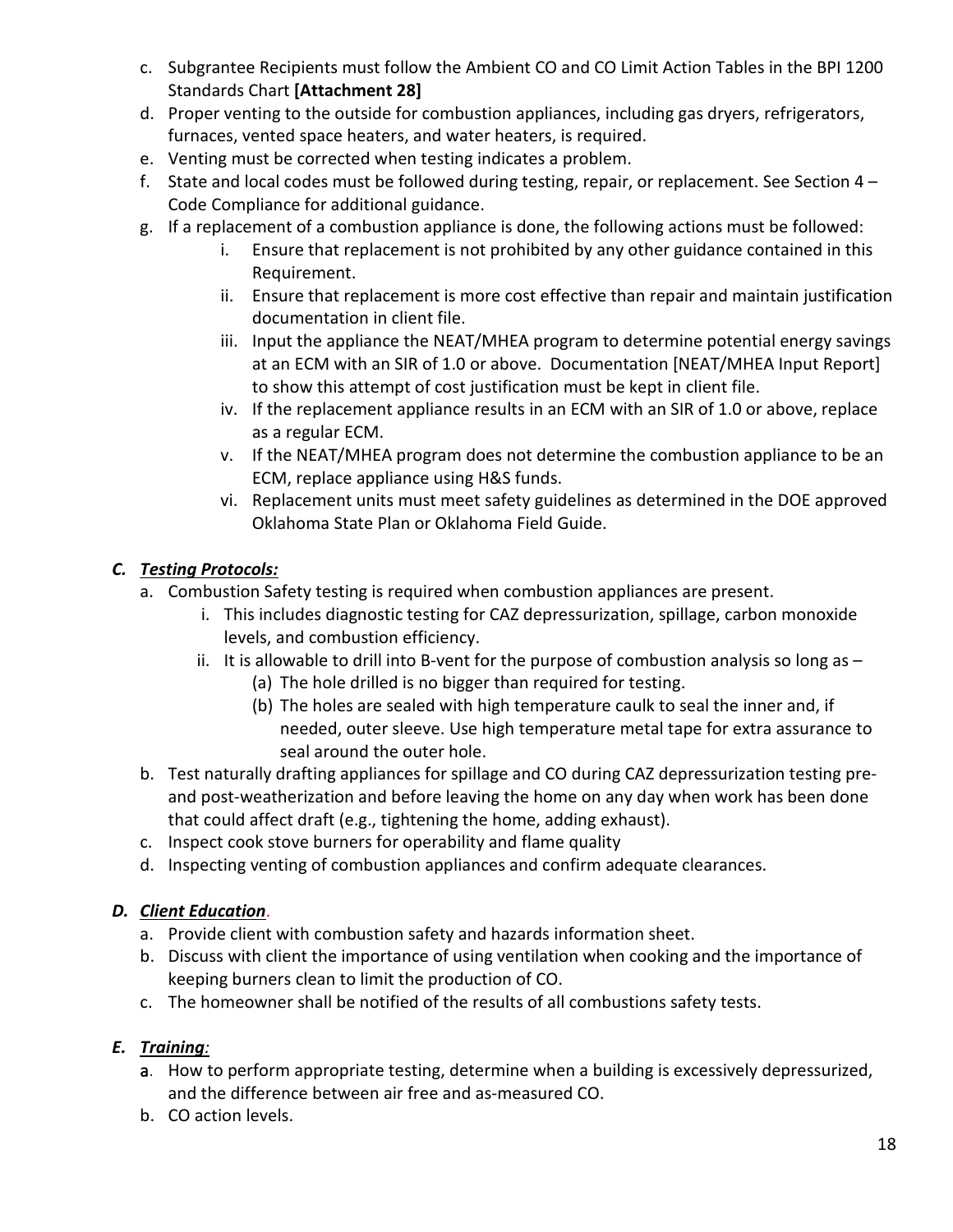c. Subgrantee Recipients must follow the Ambient CO and CO Limit Action Tables in the BPI 1200 Standards Chart **[Attachment 28]**
d. Proper venting to the outside for combustion appliances, including gas dryers, refrigerators, furnaces, vented space heaters, and water heaters, is required.
e. Venting must be corrected when testing indicates a problem.
f. State and local codes must be followed during testing, repair, or replacement. See Section 4 – Code Compliance for additional guidance.
g. If a replacement of a combustion appliance is done, the following actions must be followed:
    i. Ensure that replacement is not prohibited by any other guidance contained in this Requirement.
    ii. Ensure that replacement is more cost effective than repair and maintain justification documentation in client file.
    iii. Input the appliance the NEAT/MHEA program to determine potential energy savings at an ECM with an SIR of 1.0 or above. Documentation [NEAT/MHEA Input Report] to show this attempt of cost justification must be kept in client file.
    iv. If the replacement appliance results in an ECM with an SIR of 1.0 or above, replace as a regular ECM.
    v. If the NEAT/MHEA program does not determine the combustion appliance to be an ECM, replace appliance using H&S funds.
    vi. Replacement units must meet safety guidelines as determined in the DOE approved Oklahoma State Plan or Oklahoma Field Guide.

### *C. Testing Protocols:*

a. Combustion Safety testing is required when combustion appliances are present.
    i. This includes diagnostic testing for CAZ depressurization, spillage, carbon monoxide levels, and combustion efficiency.
    ii. It is allowable to drill into B-vent for the purpose of combustion analysis so long as –
        (a) The hole drilled is no bigger than required for testing.
        (b) The holes are sealed with high temperature caulk to seal the inner and, if needed, outer sleeve. Use high temperature metal tape for extra assurance to seal around the outer hole.
b. Test naturally drafting appliances for spillage and CO during CAZ depressurization testing pre- and post-weatherization and before leaving the home on any day when work has been done that could affect draft (e.g., tightening the home, adding exhaust).
c. Inspect cook stove burners for operability and flame quality
d. Inspecting venting of combustion appliances and confirm adequate clearances.

### *D. Client Education.*

a. Provide client with combustion safety and hazards information sheet.
b. Discuss with client the importance of using ventilation when cooking and the importance of keeping burners clean to limit the production of CO.
c. The homeowner shall be notified of the results of all combustions safety tests.

### *E. Training:*

a. How to perform appropriate testing, determine when a building is excessively depressurized, and the difference between air free and as-measured CO.
b. CO action levels.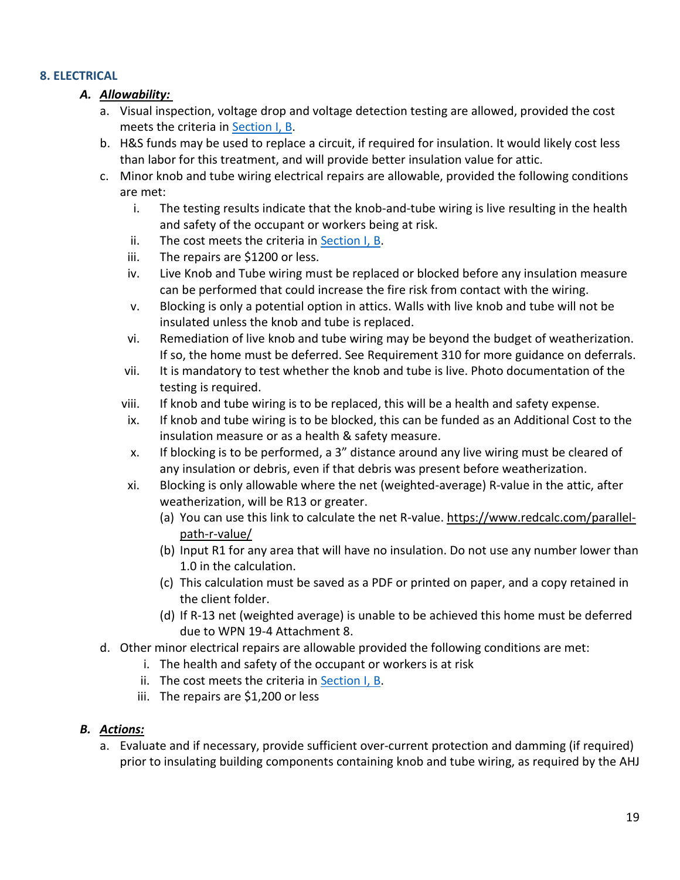## 8. ELECTRICAL

### *A. Allowability:*

a. Visual inspection, voltage drop and voltage detection testing are allowed, provided the cost meets the criteria in [Section I, B](#).

b. H&S funds may be used to replace a circuit, if required for insulation. It would likely cost less than labor for this treatment, and will provide better insulation value for attic.

c. Minor knob and tube wiring electrical repairs are allowable, provided the following conditions are met:

   i. The testing results indicate that the knob-and-tube wiring is live resulting in the health and safety of the occupant or workers being at risk.

   ii. The cost meets the criteria in [Section I, B](#).

   iii. The repairs are $1200 or less.

   iv. Live Knob and Tube wiring must be replaced or blocked before any insulation measure can be performed that could increase the fire risk from contact with the wiring.

   v. Blocking is only a potential option in attics. Walls with live knob and tube will not be insulated unless the knob and tube is replaced.

   vi. Remediation of live knob and tube wiring may be beyond the budget of weatherization. If so, the home must be deferred. See Requirement 310 for more guidance on deferrals.

   vii. It is mandatory to test whether the knob and tube is live. Photo documentation of the testing is required.

   viii. If knob and tube wiring is to be replaced, this will be a health and safety expense.

   ix. If knob and tube wiring is to be blocked, this can be funded as an Additional Cost to the insulation measure or as a health & safety measure.

   x. If blocking is to be performed, a 3" distance around any live wiring must be cleared of any insulation or debris, even if that debris was present before weatherization.

   xi. Blocking is only allowable where the net (weighted-average) R-value in the attic, after weatherization, will be R13 or greater.

      (a) You can use this link to calculate the net R-value. https://www.redcalc.com/parallel-path-r-value/

      (b) Input R1 for any area that will have no insulation. Do not use any number lower than 1.0 in the calculation.

      (c) This calculation must be saved as a PDF or printed on paper, and a copy retained in the client folder.

      (d) If R-13 net (weighted average) is unable to be achieved this home must be deferred due to WPN 19-4 Attachment 8.

d. Other minor electrical repairs are allowable provided the following conditions are met:

   i. The health and safety of the occupant or workers is at risk

   ii. The cost meets the criteria in [Section I, B](#).

   iii. The repairs are $1,200 or less

### *B. Actions:*

a. Evaluate and if necessary, provide sufficient over-current protection and damming (if required) prior to insulating building components containing knob and tube wiring, as required by the AHJ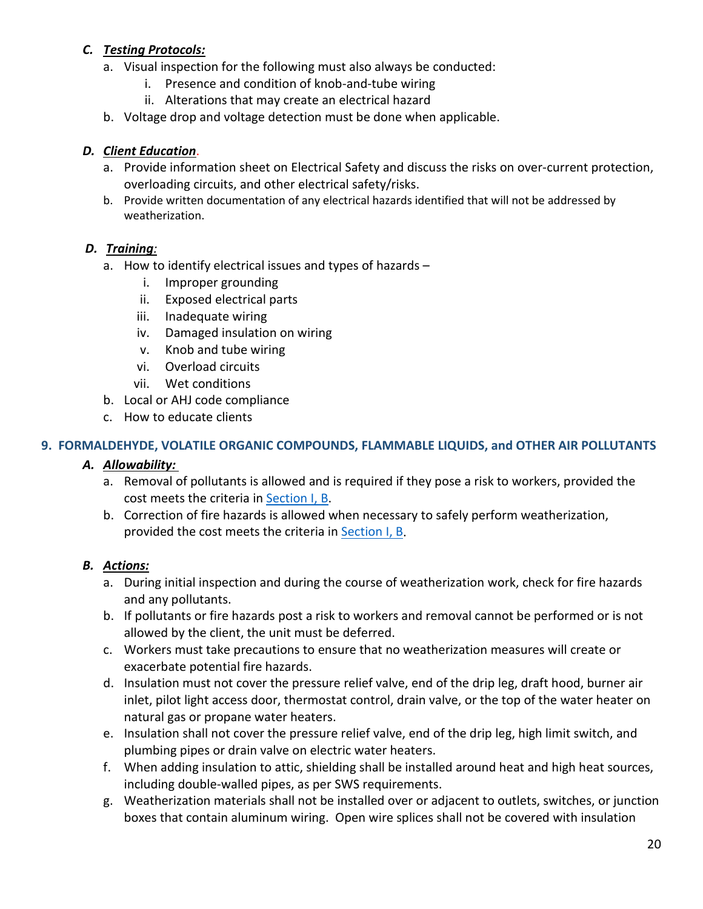### *C. Testing Protocols:*

a. Visual inspection for the following must also always be conducted:
   i. Presence and condition of knob-and-tube wiring
   ii. Alterations that may create an electrical hazard

b. Voltage drop and voltage detection must be done when applicable.

### *D. Client Education.*

a. Provide information sheet on Electrical Safety and discuss the risks on over-current protection, overloading circuits, and other electrical safety/risks.

b. Provide written documentation of any electrical hazards identified that will not be addressed by weatherization.

### *D. Training:*

a. How to identify electrical issues and types of hazards –
   i. Improper grounding
   ii. Exposed electrical parts
   iii. Inadequate wiring
   iv. Damaged insulation on wiring
   v. Knob and tube wiring
   vi. Overload circuits
   vii. Wet conditions

b. Local or AHJ code compliance

c. How to educate clients

## 9. FORMALDEHYDE, VOLATILE ORGANIC COMPOUNDS, FLAMMABLE LIQUIDS, and OTHER AIR POLLUTANTS

### *A. Allowability:*

a. Removal of pollutants is allowed and is required if they pose a risk to workers, provided the cost meets the criteria in Section I, B.

b. Correction of fire hazards is allowed when necessary to safely perform weatherization, provided the cost meets the criteria in Section I, B.

### *B. Actions:*

a. During initial inspection and during the course of weatherization work, check for fire hazards and any pollutants.

b. If pollutants or fire hazards post a risk to workers and removal cannot be performed or is not allowed by the client, the unit must be deferred.

c. Workers must take precautions to ensure that no weatherization measures will create or exacerbate potential fire hazards.

d. Insulation must not cover the pressure relief valve, end of the drip leg, draft hood, burner air inlet, pilot light access door, thermostat control, drain valve, or the top of the water heater on natural gas or propane water heaters.

e. Insulation shall not cover the pressure relief valve, end of the drip leg, high limit switch, and plumbing pipes or drain valve on electric water heaters.

f. When adding insulation to attic, shielding shall be installed around heat and high heat sources, including double-walled pipes, as per SWS requirements.

g. Weatherization materials shall not be installed over or adjacent to outlets, switches, or junction boxes that contain aluminum wiring. Open wire splices shall not be covered with insulation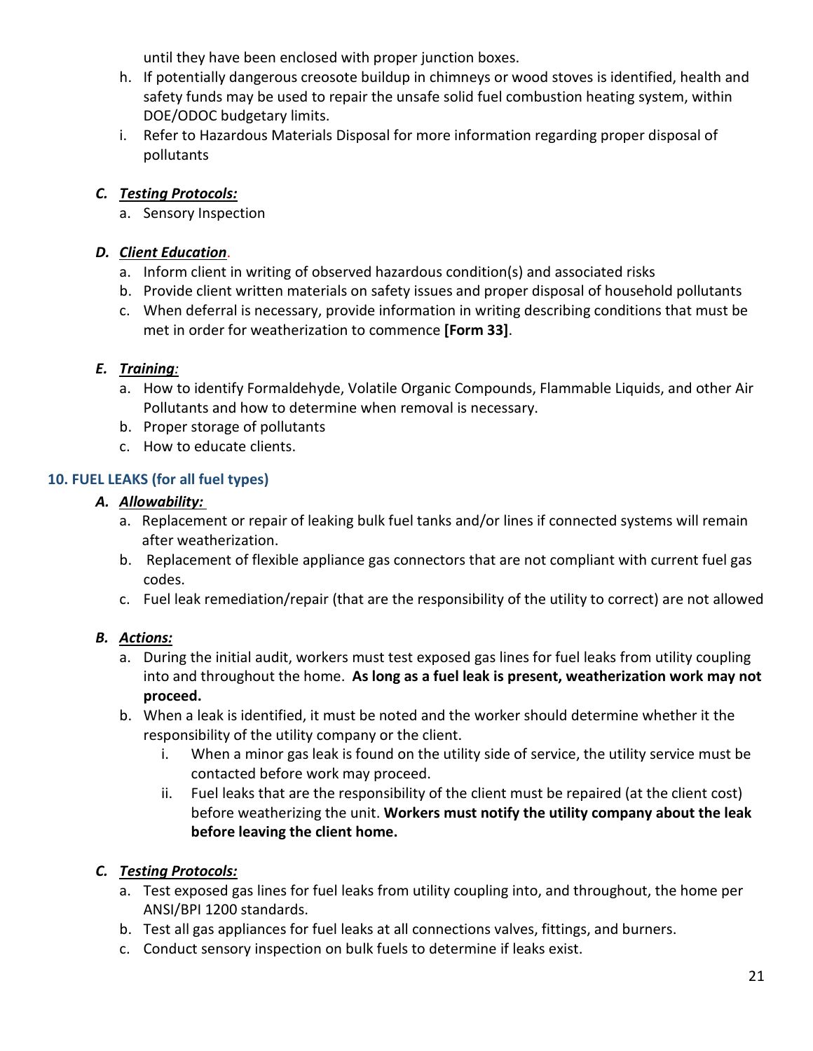until they have been enclosed with proper junction boxes.

h. If potentially dangerous creosote buildup in chimneys or wood stoves is identified, health and safety funds may be used to repair the unsafe solid fuel combustion heating system, within DOE/ODOC budgetary limits.
i. Refer to Hazardous Materials Disposal for more information regarding proper disposal of pollutants

### *C. Testing Protocols:*

a. Sensory Inspection

### *D. Client Education.*

a. Inform client in writing of observed hazardous condition(s) and associated risks
b. Provide client written materials on safety issues and proper disposal of household pollutants
c. When deferral is necessary, provide information in writing describing conditions that must be met in order for weatherization to commence **[Form 33]**.

### *E. Training:*

a. How to identify Formaldehyde, Volatile Organic Compounds, Flammable Liquids, and other Air Pollutants and how to determine when removal is necessary.
b. Proper storage of pollutants
c. How to educate clients.

## 10. FUEL LEAKS (for all fuel types)

### *A. Allowability:*

a. Replacement or repair of leaking bulk fuel tanks and/or lines if connected systems will remain after weatherization.
b. Replacement of flexible appliance gas connectors that are not compliant with current fuel gas codes.
c. Fuel leak remediation/repair (that are the responsibility of the utility to correct) are not allowed

### *B. Actions:*

a. During the initial audit, workers must test exposed gas lines for fuel leaks from utility coupling into and throughout the home. **As long as a fuel leak is present, weatherization work may not proceed.**
b. When a leak is identified, it must be noted and the worker should determine whether it the responsibility of the utility company or the client.
   i. When a minor gas leak is found on the utility side of service, the utility service must be contacted before work may proceed.
   ii. Fuel leaks that are the responsibility of the client must be repaired (at the client cost) before weatherizing the unit. **Workers must notify the utility company about the leak before leaving the client home.**

### *C. Testing Protocols:*

a. Test exposed gas lines for fuel leaks from utility coupling into, and throughout, the home per ANSI/BPI 1200 standards.
b. Test all gas appliances for fuel leaks at all connections valves, fittings, and burners.
c. Conduct sensory inspection on bulk fuels to determine if leaks exist.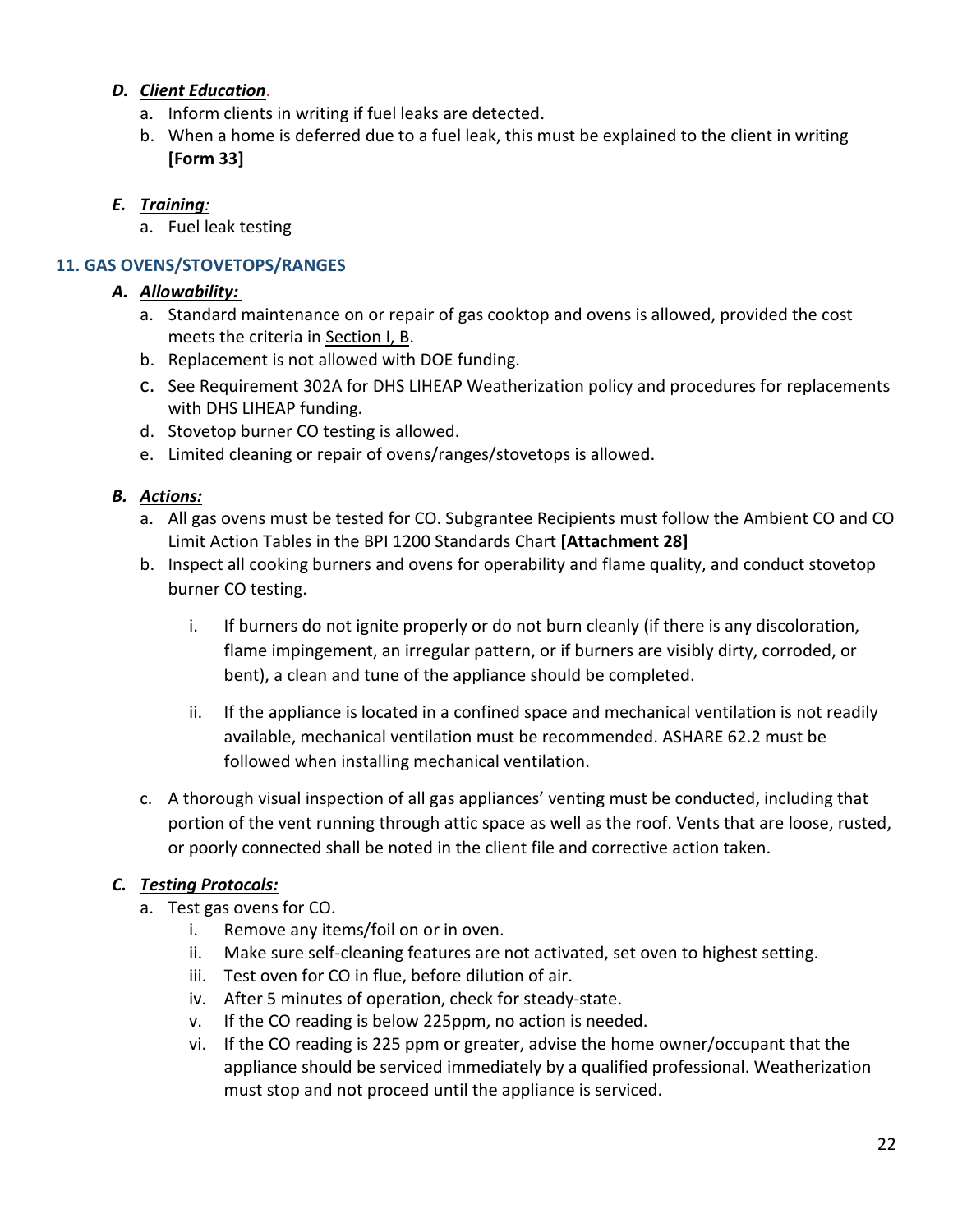### *D. Client Education.*

a. Inform clients in writing if fuel leaks are detected.
b. When a home is deferred due to a fuel leak, this must be explained to the client in writing **[Form 33]**

### *E. Training:*

a. Fuel leak testing

## 11. GAS OVENS/STOVETOPS/RANGES

### *A. Allowability:*

a. Standard maintenance on or repair of gas cooktop and ovens is allowed, provided the cost meets the criteria in Section I, B.
b. Replacement is not allowed with DOE funding.
c. See Requirement 302A for DHS LIHEAP Weatherization policy and procedures for replacements with DHS LIHEAP funding.
d. Stovetop burner CO testing is allowed.
e. Limited cleaning or repair of ovens/ranges/stovetops is allowed.

### *B. Actions:*

a. All gas ovens must be tested for CO. Subgrantee Recipients must follow the Ambient CO and CO Limit Action Tables in the BPI 1200 Standards Chart **[Attachment 28]**
b. Inspect all cooking burners and ovens for operability and flame quality, and conduct stovetop burner CO testing.
   i. If burners do not ignite properly or do not burn cleanly (if there is any discoloration, flame impingement, an irregular pattern, or if burners are visibly dirty, corroded, or bent), a clean and tune of the appliance should be completed.
   ii. If the appliance is located in a confined space and mechanical ventilation is not readily available, mechanical ventilation must be recommended. ASHARE 62.2 must be followed when installing mechanical ventilation.
c. A thorough visual inspection of all gas appliances' venting must be conducted, including that portion of the vent running through attic space as well as the roof. Vents that are loose, rusted, or poorly connected shall be noted in the client file and corrective action taken.

### *C. Testing Protocols:*

a. Test gas ovens for CO.
   i. Remove any items/foil on or in oven.
   ii. Make sure self-cleaning features are not activated, set oven to highest setting.
   iii. Test oven for CO in flue, before dilution of air.
   iv. After 5 minutes of operation, check for steady-state.
   v. If the CO reading is below 225ppm, no action is needed.
   vi. If the CO reading is 225 ppm or greater, advise the home owner/occupant that the appliance should be serviced immediately by a qualified professional. Weatherization must stop and not proceed until the appliance is serviced.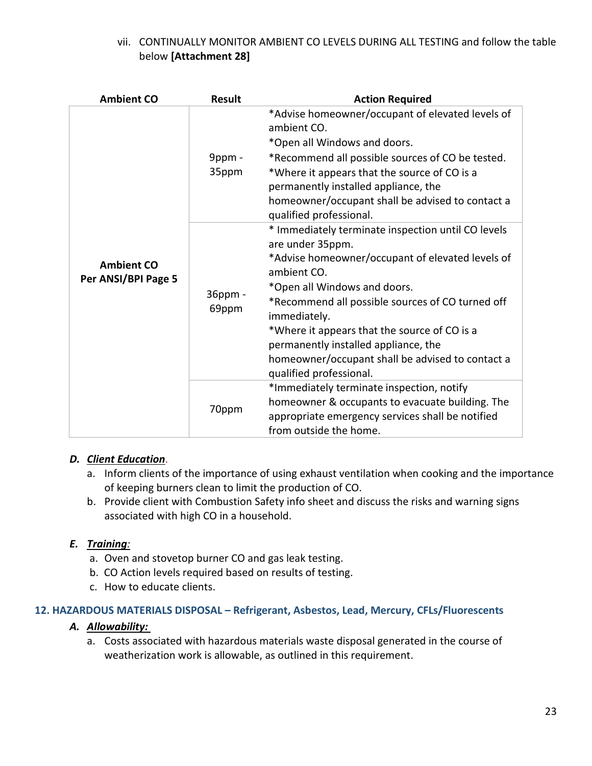vii. CONTINUALLY MONITOR AMBIENT CO LEVELS DURING ALL TESTING and follow the table below **[Attachment 28]**

| Ambient CO | Result | Action Required |
|---|---|---|
| **Ambient CO Per ANSI/BPI Page 5** | 9ppm - 35ppm | *Advise homeowner/occupant of elevated levels of ambient CO.<br>*Open all Windows and doors.<br>*Recommend all possible sources of CO be tested.<br>*Where it appears that the source of CO is a permanently installed appliance, the homeowner/occupant shall be advised to contact a qualified professional. |
| | 36ppm - 69ppm | * Immediately terminate inspection until CO levels are under 35ppm.<br>*Advise homeowner/occupant of elevated levels of ambient CO.<br>*Open all Windows and doors.<br>*Recommend all possible sources of CO turned off immediately.<br>*Where it appears that the source of CO is a permanently installed appliance, the homeowner/occupant shall be advised to contact a qualified professional. |
| | 70ppm | *Immediately terminate inspection, notify homeowner & occupants to evacuate building. The appropriate emergency services shall be notified from outside the home. |

### D. ***Client Education***.

a. Inform clients of the importance of using exhaust ventilation when cooking and the importance of keeping burners clean to limit the production of CO.
b. Provide client with Combustion Safety info sheet and discuss the risks and warning signs associated with high CO in a household.

### E. ***Training***:

a. Oven and stovetop burner CO and gas leak testing.
b. CO Action levels required based on results of testing.
c. How to educate clients.

## 12. HAZARDOUS MATERIALS DISPOSAL – Refrigerant, Asbestos, Lead, Mercury, CFLs/Fluorescents

### A. ***Allowability:***

a. Costs associated with hazardous materials waste disposal generated in the course of weatherization work is allowable, as outlined in this requirement.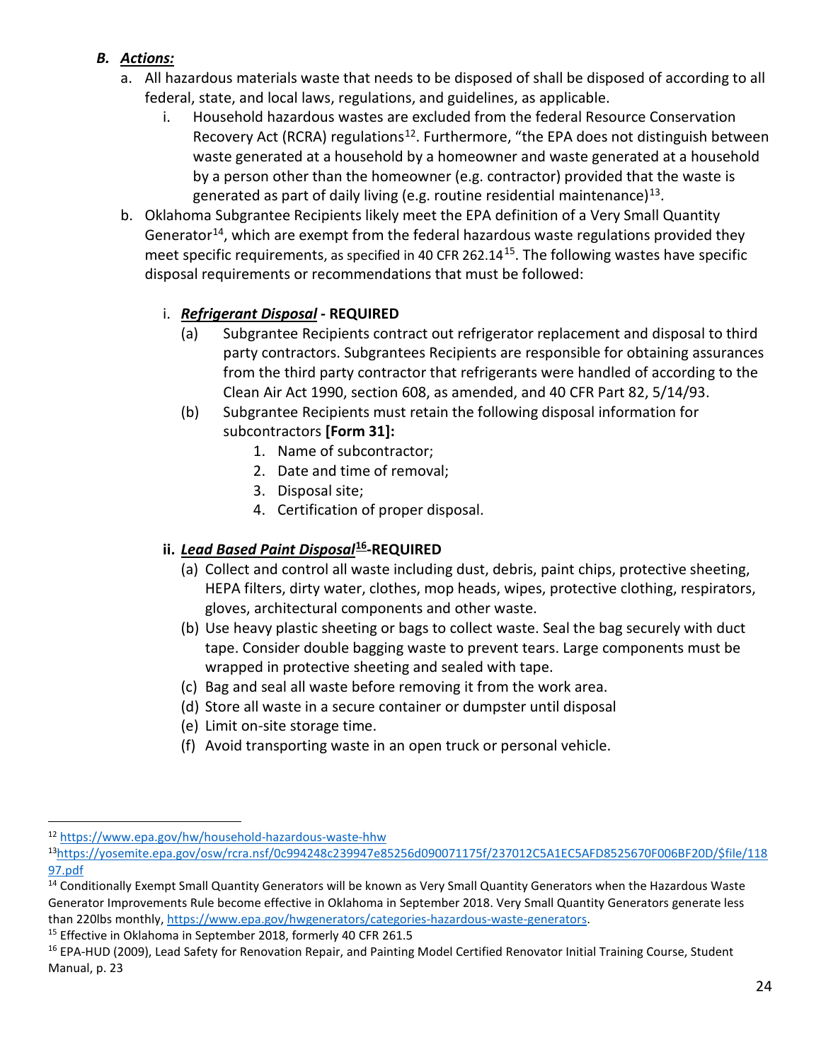***B. Actions:***

a. All hazardous materials waste that needs to be disposed of shall be disposed of according to all federal, state, and local laws, regulations, and guidelines, as applicable.

   i. Household hazardous wastes are excluded from the federal Resource Conservation Recovery Act (RCRA) regulations[12]. Furthermore, "the EPA does not distinguish between waste generated at a household by a homeowner and waste generated at a household by a person other than the homeowner (e.g. contractor) provided that the waste is generated as part of daily living (e.g. routine residential maintenance)[13].

b. Oklahoma Subgrantee Recipients likely meet the EPA definition of a Very Small Quantity Generator[14], which are exempt from the federal hazardous waste regulations provided they meet specific requirements, as specified in 40 CFR 262.14[15]. The following wastes have specific disposal requirements or recommendations that must be followed:

   i. ***Refrigerant Disposal* - REQUIRED**

      (a) Subgrantee Recipients contract out refrigerator replacement and disposal to third party contractors. Subgrantees Recipients are responsible for obtaining assurances from the third party contractor that refrigerants were handled of according to the Clean Air Act 1990, section 608, as amended, and 40 CFR Part 82, 5/14/93.

      (b) Subgrantee Recipients must retain the following disposal information for subcontractors **[Form 31]:**

         1. Name of subcontractor;
         2. Date and time of removal;
         3. Disposal site;
         4. Certification of proper disposal.

   **ii. *Lead Based Paint Disposal*[16]-REQUIRED**

      (a) Collect and control all waste including dust, debris, paint chips, protective sheeting, HEPA filters, dirty water, clothes, mop heads, wipes, protective clothing, respirators, gloves, architectural components and other waste.

      (b) Use heavy plastic sheeting or bags to collect waste. Seal the bag securely with duct tape. Consider double bagging waste to prevent tears. Large components must be wrapped in protective sheeting and sealed with tape.

      (c) Bag and seal all waste before removing it from the work area.

      (d) Store all waste in a secure container or dumpster until disposal

      (e) Limit on-site storage time.

      (f) Avoid transporting waste in an open truck or personal vehicle.

---

[12] https://www.epa.gov/hw/household-hazardous-waste-hhw

[13] https://yosemite.epa.gov/osw/rcra.nsf/0c994248c239947e85256d090071175f/237012C5A1EC5AFD8525670F006BF20D/$file/11897.pdf

[14] Conditionally Exempt Small Quantity Generators will be known as Very Small Quantity Generators when the Hazardous Waste Generator Improvements Rule become effective in Oklahoma in September 2018. Very Small Quantity Generators generate less than 220lbs monthly, https://www.epa.gov/hwgenerators/categories-hazardous-waste-generators.

[15] Effective in Oklahoma in September 2018, formerly 40 CFR 261.5

[16] EPA-HUD (2009), Lead Safety for Renovation Repair, and Painting Model Certified Renovator Initial Training Course, Student Manual, p. 23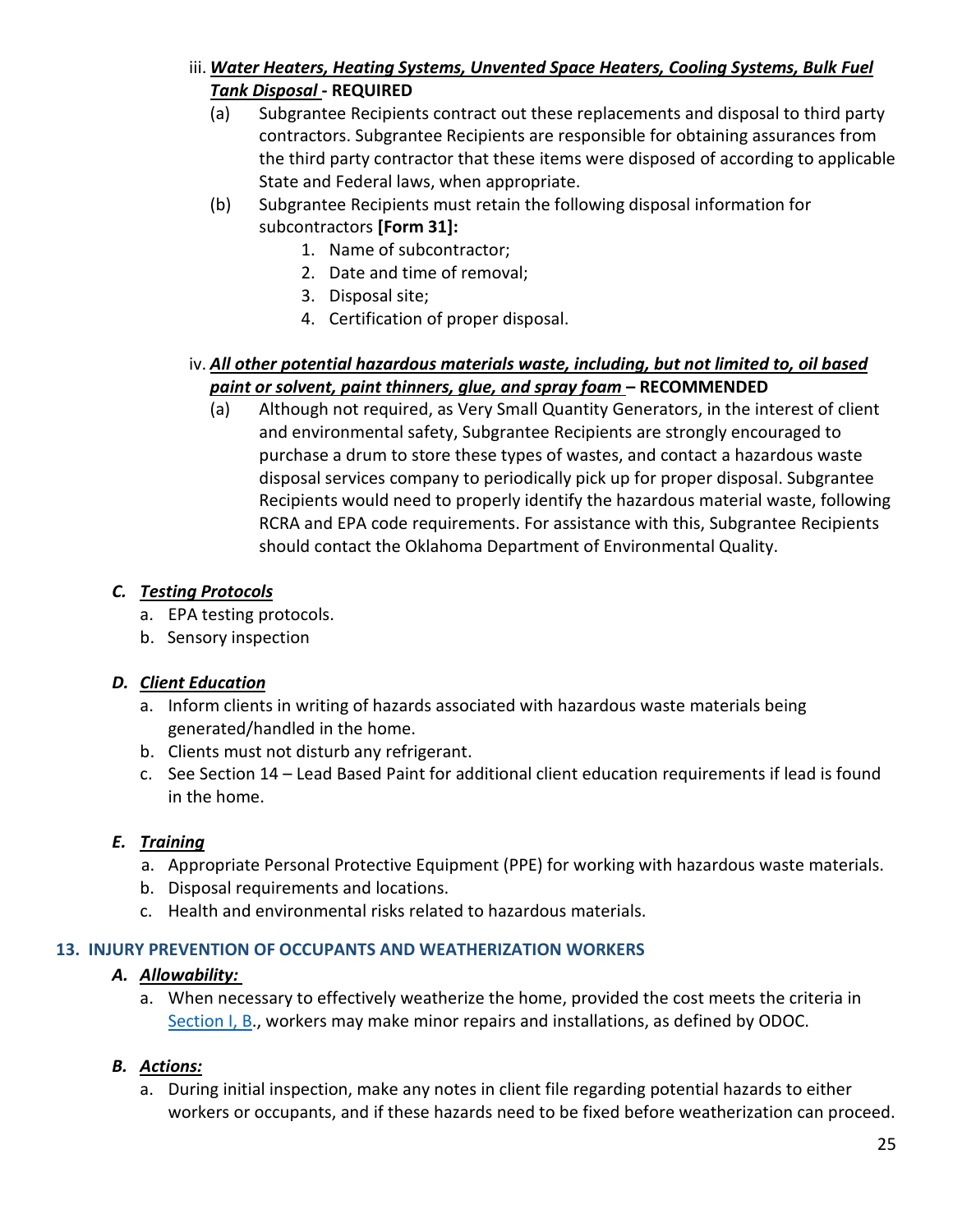iii. ***Water Heaters, Heating Systems, Unvented Space Heaters, Cooling Systems, Bulk Fuel Tank Disposal*** **- REQUIRED**

(a) Subgrantee Recipients contract out these replacements and disposal to third party contractors. Subgrantee Recipients are responsible for obtaining assurances from the third party contractor that these items were disposed of according to applicable State and Federal laws, when appropriate.

(b) Subgrantee Recipients must retain the following disposal information for subcontractors **[Form 31]:**

1. Name of subcontractor;
2. Date and time of removal;
3. Disposal site;
4. Certification of proper disposal.

iv. ***All other potential hazardous materials waste, including, but not limited to, oil based paint or solvent, paint thinners, glue, and spray foam*** **– RECOMMENDED**

(a) Although not required, as Very Small Quantity Generators, in the interest of client and environmental safety, Subgrantee Recipients are strongly encouraged to purchase a drum to store these types of wastes, and contact a hazardous waste disposal services company to periodically pick up for proper disposal. Subgrantee Recipients would need to properly identify the hazardous material waste, following RCRA and EPA code requirements. For assistance with this, Subgrantee Recipients should contact the Oklahoma Department of Environmental Quality.

### C. ***Testing Protocols***

a. EPA testing protocols.
b. Sensory inspection

### D. ***Client Education***

a. Inform clients in writing of hazards associated with hazardous waste materials being generated/handled in the home.
b. Clients must not disturb any refrigerant.
c. See Section 14 – Lead Based Paint for additional client education requirements if lead is found in the home.

### E. ***Training***

a. Appropriate Personal Protective Equipment (PPE) for working with hazardous waste materials.
b. Disposal requirements and locations.
c. Health and environmental risks related to hazardous materials.

## 13. INJURY PREVENTION OF OCCUPANTS AND WEATHERIZATION WORKERS

### A. ***Allowability:***

a. When necessary to effectively weatherize the home, provided the cost meets the criteria in Section I, B., workers may make minor repairs and installations, as defined by ODOC.

### B. ***Actions:***

a. During initial inspection, make any notes in client file regarding potential hazards to either workers or occupants, and if these hazards need to be fixed before weatherization can proceed.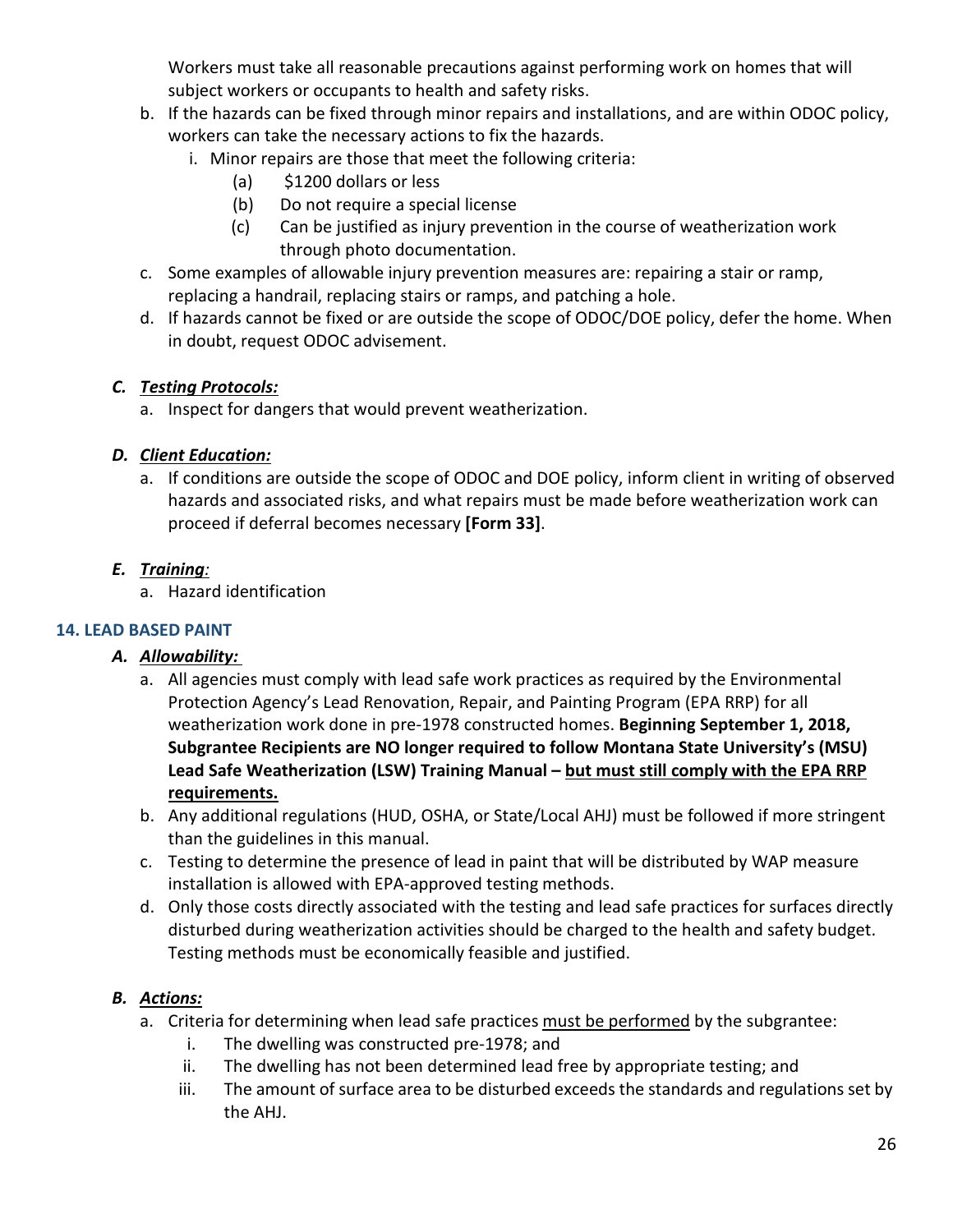Workers must take all reasonable precautions against performing work on homes that will subject workers or occupants to health and safety risks.

b. If the hazards can be fixed through minor repairs and installations, and are within ODOC policy, workers can take the necessary actions to fix the hazards.
   i. Minor repairs are those that meet the following criteria:
      (a) $1200 dollars or less
      (b) Do not require a special license
      (c) Can be justified as injury prevention in the course of weatherization work through photo documentation.
c. Some examples of allowable injury prevention measures are: repairing a stair or ramp, replacing a handrail, replacing stairs or ramps, and patching a hole.
d. If hazards cannot be fixed or are outside the scope of ODOC/DOE policy, defer the home. When in doubt, request ODOC advisement.

### *C. Testing Protocols:*

a. Inspect for dangers that would prevent weatherization.

### *D. Client Education:*

a. If conditions are outside the scope of ODOC and DOE policy, inform client in writing of observed hazards and associated risks, and what repairs must be made before weatherization work can proceed if deferral becomes necessary **[Form 33]**.

### *E. Training:*

a. Hazard identification

## 14. LEAD BASED PAINT

### *A. Allowability:*

a. All agencies must comply with lead safe work practices as required by the Environmental Protection Agency's Lead Renovation, Repair, and Painting Program (EPA RRP) for all weatherization work done in pre-1978 constructed homes. **Beginning September 1, 2018, Subgrantee Recipients are NO longer required to follow Montana State University's (MSU) Lead Safe Weatherization (LSW) Training Manual – <u>but must still comply with the EPA RRP requirements.</u>**
b. Any additional regulations (HUD, OSHA, or State/Local AHJ) must be followed if more stringent than the guidelines in this manual.
c. Testing to determine the presence of lead in paint that will be distributed by WAP measure installation is allowed with EPA-approved testing methods.
d. Only those costs directly associated with the testing and lead safe practices for surfaces directly disturbed during weatherization activities should be charged to the health and safety budget. Testing methods must be economically feasible and justified.

### *B. Actions:*

a. Criteria for determining when lead safe practices <u>must be performed</u> by the subgrantee:
   i. The dwelling was constructed pre-1978; and
   ii. The dwelling has not been determined lead free by appropriate testing; and
   iii. The amount of surface area to be disturbed exceeds the standards and regulations set by the AHJ.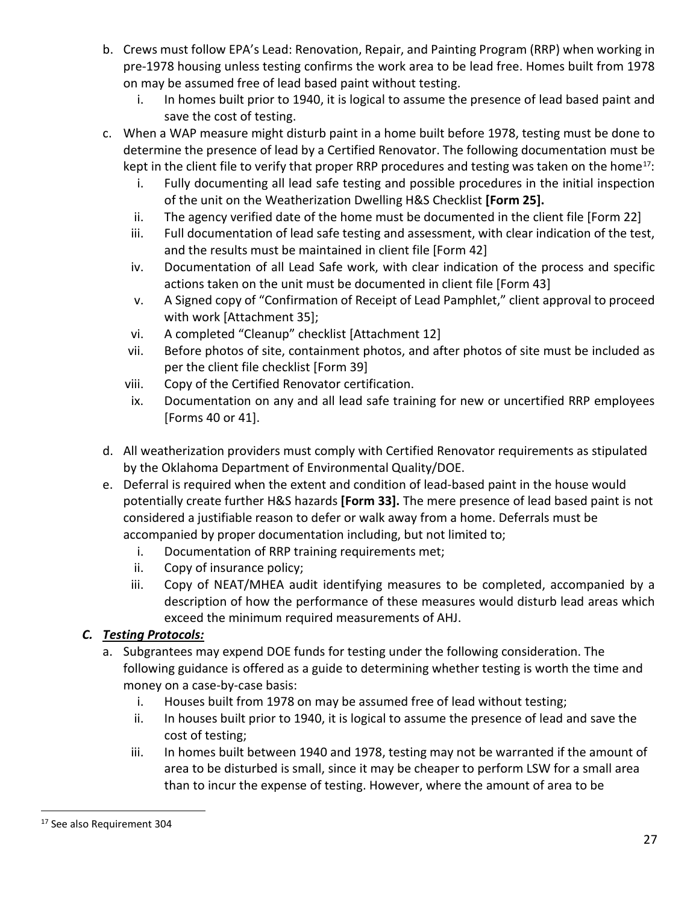b. Crews must follow EPA's Lead: Renovation, Repair, and Painting Program (RRP) when working in pre-1978 housing unless testing confirms the work area to be lead free. Homes built from 1978 on may be assumed free of lead based paint without testing.
   i. In homes built prior to 1940, it is logical to assume the presence of lead based paint and save the cost of testing.

c. When a WAP measure might disturb paint in a home built before 1978, testing must be done to determine the presence of lead by a Certified Renovator. The following documentation must be kept in the client file to verify that proper RRP procedures and testing was taken on the home[17]:
   i. Fully documenting all lead safe testing and possible procedures in the initial inspection of the unit on the Weatherization Dwelling H&S Checklist **[Form 25].**
   ii. The agency verified date of the home must be documented in the client file [Form 22]
   iii. Full documentation of lead safe testing and assessment, with clear indication of the test, and the results must be maintained in client file [Form 42]
   iv. Documentation of all Lead Safe work, with clear indication of the process and specific actions taken on the unit must be documented in client file [Form 43]
   v. A Signed copy of "Confirmation of Receipt of Lead Pamphlet," client approval to proceed with work [Attachment 35];
   vi. A completed "Cleanup" checklist [Attachment 12]
   vii. Before photos of site, containment photos, and after photos of site must be included as per the client file checklist [Form 39]
   viii. Copy of the Certified Renovator certification.
   ix. Documentation on any and all lead safe training for new or uncertified RRP employees [Forms 40 or 41].

d. All weatherization providers must comply with Certified Renovator requirements as stipulated by the Oklahoma Department of Environmental Quality/DOE.

e. Deferral is required when the extent and condition of lead-based paint in the house would potentially create further H&S hazards **[Form 33].** The mere presence of lead based paint is not considered a justifiable reason to defer or walk away from a home. Deferrals must be accompanied by proper documentation including, but not limited to;
   i. Documentation of RRP training requirements met;
   ii. Copy of insurance policy;
   iii. Copy of NEAT/MHEA audit identifying measures to be completed, accompanied by a description of how the performance of these measures would disturb lead areas which exceed the minimum required measurements of AHJ.

### *C. Testing Protocols:*

a. Subgrantees may expend DOE funds for testing under the following consideration. The following guidance is offered as a guide to determining whether testing is worth the time and money on a case-by-case basis:
   i. Houses built from 1978 on may be assumed free of lead without testing;
   ii. In houses built prior to 1940, it is logical to assume the presence of lead and save the cost of testing;
   iii. In homes built between 1940 and 1978, testing may not be warranted if the amount of area to be disturbed is small, since it may be cheaper to perform LSW for a small area than to incur the expense of testing. However, where the amount of area to be

[17] See also Requirement 304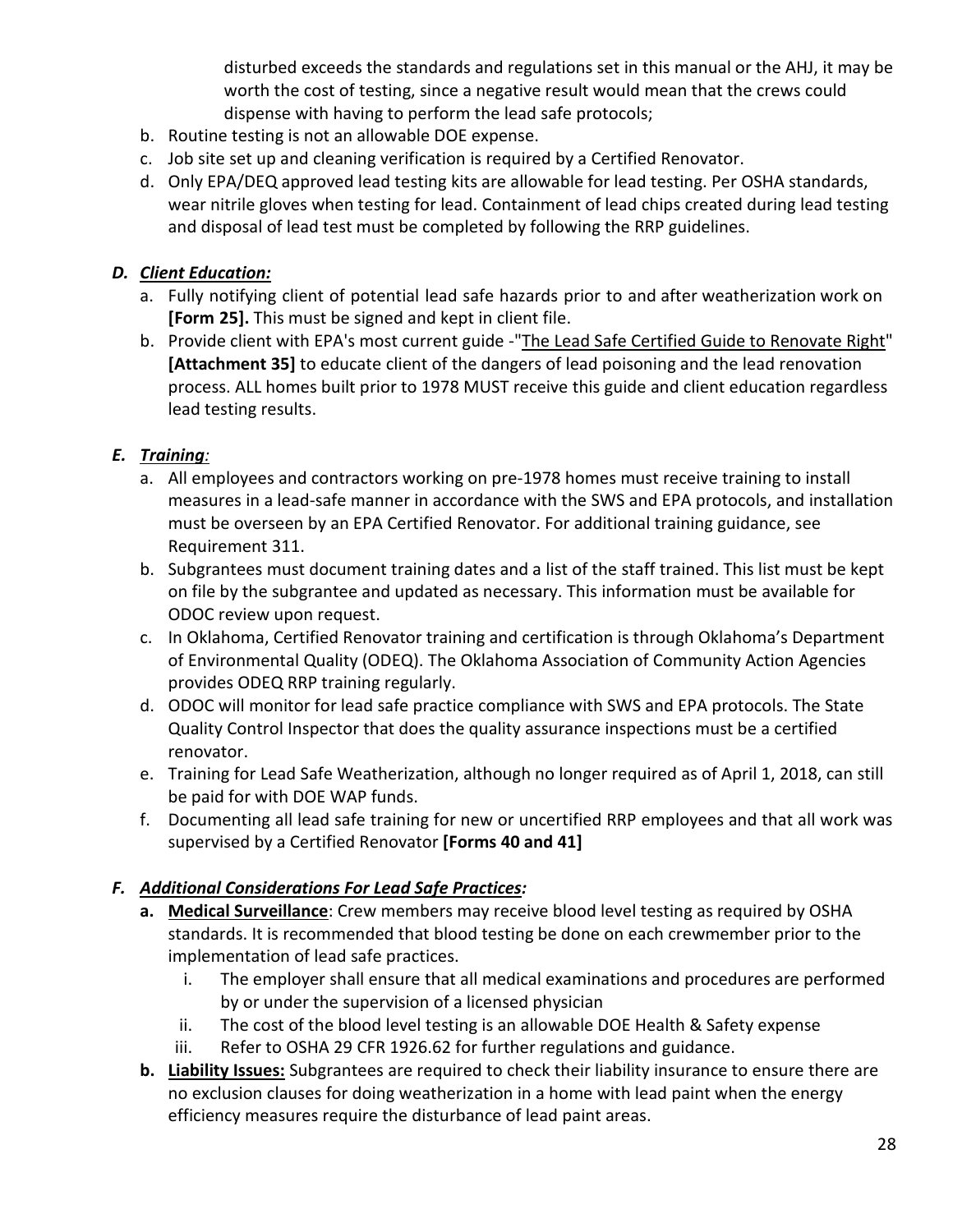disturbed exceeds the standards and regulations set in this manual or the AHJ, it may be worth the cost of testing, since a negative result would mean that the crews could dispense with having to perform the lead safe protocols;

b. Routine testing is not an allowable DOE expense.
c. Job site set up and cleaning verification is required by a Certified Renovator.
d. Only EPA/DEQ approved lead testing kits are allowable for lead testing. Per OSHA standards, wear nitrile gloves when testing for lead. Containment of lead chips created during lead testing and disposal of lead test must be completed by following the RRP guidelines.

### *D. Client Education:*

a. Fully notifying client of potential lead safe hazards prior to and after weatherization work on **[Form 25].** This must be signed and kept in client file.
b. Provide client with EPA's most current guide -"The Lead Safe Certified Guide to Renovate Right" **[Attachment 35]** to educate client of the dangers of lead poisoning and the lead renovation process. ALL homes built prior to 1978 MUST receive this guide and client education regardless lead testing results.

### *E. Training:*

a. All employees and contractors working on pre-1978 homes must receive training to install measures in a lead-safe manner in accordance with the SWS and EPA protocols, and installation must be overseen by an EPA Certified Renovator. For additional training guidance, see Requirement 311.
b. Subgrantees must document training dates and a list of the staff trained. This list must be kept on file by the subgrantee and updated as necessary. This information must be available for ODOC review upon request.
c. In Oklahoma, Certified Renovator training and certification is through Oklahoma's Department of Environmental Quality (ODEQ). The Oklahoma Association of Community Action Agencies provides ODEQ RRP training regularly.
d. ODOC will monitor for lead safe practice compliance with SWS and EPA protocols. The State Quality Control Inspector that does the quality assurance inspections must be a certified renovator.
e. Training for Lead Safe Weatherization, although no longer required as of April 1, 2018, can still be paid for with DOE WAP funds.
f. Documenting all lead safe training for new or uncertified RRP employees and that all work was supervised by a Certified Renovator **[Forms 40 and 41]**

### *F. Additional Considerations For Lead Safe Practices:*

**a. Medical Surveillance**: Crew members may receive blood level testing as required by OSHA standards. It is recommended that blood testing be done on each crewmember prior to the implementation of lead safe practices.

   i. The employer shall ensure that all medical examinations and procedures are performed by or under the supervision of a licensed physician
   ii. The cost of the blood level testing is an allowable DOE Health & Safety expense
   iii. Refer to OSHA 29 CFR 1926.62 for further regulations and guidance.

**b. Liability Issues:** Subgrantees are required to check their liability insurance to ensure there are no exclusion clauses for doing weatherization in a home with lead paint when the energy efficiency measures require the disturbance of lead paint areas.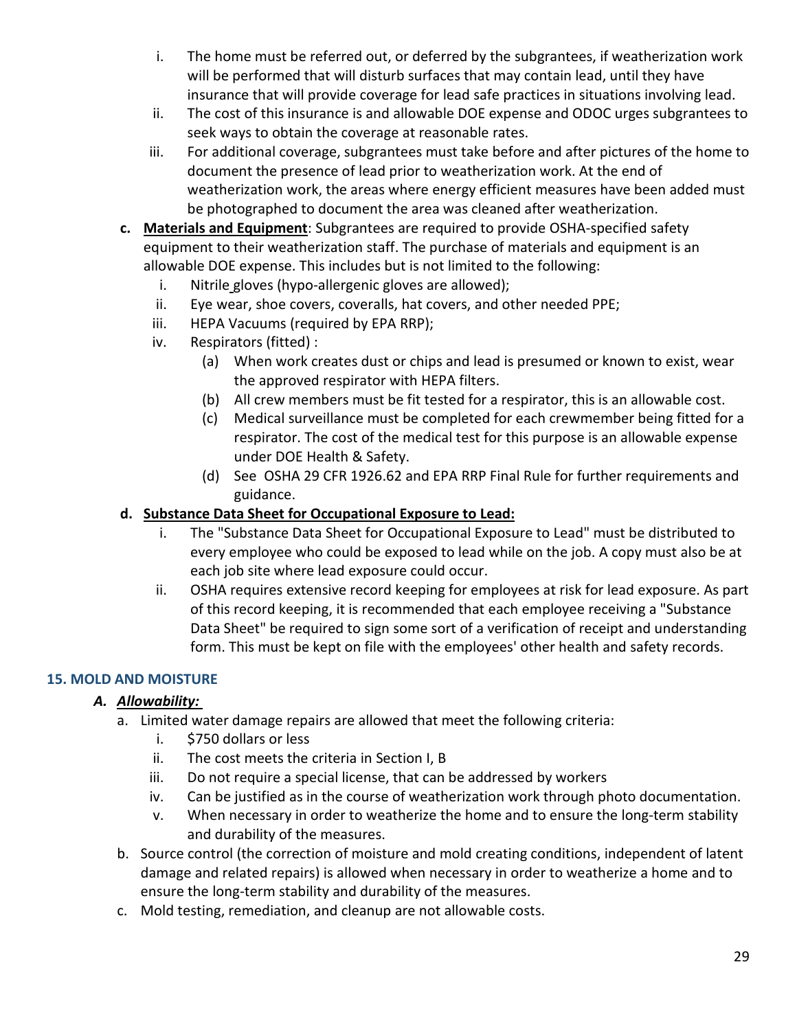i. The home must be referred out, or deferred by the subgrantees, if weatherization work will be performed that will disturb surfaces that may contain lead, until they have insurance that will provide coverage for lead safe practices in situations involving lead.
ii. The cost of this insurance is and allowable DOE expense and ODOC urges subgrantees to seek ways to obtain the coverage at reasonable rates.
iii. For additional coverage, subgrantees must take before and after pictures of the home to document the presence of lead prior to weatherization work. At the end of weatherization work, the areas where energy efficient measures have been added must be photographed to document the area was cleaned after weatherization.

**c. <u>Materials and Equipment</u>**: Subgrantees are required to provide OSHA-specified safety equipment to their weatherization staff. The purchase of materials and equipment is an allowable DOE expense. This includes but is not limited to the following:

i. Nitrile gloves (hypo-allergenic gloves are allowed);
ii. Eye wear, shoe covers, coveralls, hat covers, and other needed PPE;
iii. HEPA Vacuums (required by EPA RRP);
iv. Respirators (fitted) :
   (a) When work creates dust or chips and lead is presumed or known to exist, wear the approved respirator with HEPA filters.
   (b) All crew members must be fit tested for a respirator, this is an allowable cost.
   (c) Medical surveillance must be completed for each crewmember being fitted for a respirator. The cost of the medical test for this purpose is an allowable expense under DOE Health & Safety.
   (d) See OSHA 29 CFR 1926.62 and EPA RRP Final Rule for further requirements and guidance.

**d. <u>Substance Data Sheet for Occupational Exposure to Lead:</u>**

i. The "Substance Data Sheet for Occupational Exposure to Lead" must be distributed to every employee who could be exposed to lead while on the job. A copy must also be at each job site where lead exposure could occur.
ii. OSHA requires extensive record keeping for employees at risk for lead exposure. As part of this record keeping, it is recommended that each employee receiving a "Substance Data Sheet" be required to sign some sort of a verification of receipt and understanding form. This must be kept on file with the employees' other health and safety records.

### 15. MOLD AND MOISTURE

#### *<u>A. Allowability:</u>*

a. Limited water damage repairs are allowed that meet the following criteria:
   i. $750 dollars or less
   ii. The cost meets the criteria in Section I, B
   iii. Do not require a special license, that can be addressed by workers
   iv. Can be justified as in the course of weatherization work through photo documentation.
   v. When necessary in order to weatherize the home and to ensure the long-term stability and durability of the measures.
b. Source control (the correction of moisture and mold creating conditions, independent of latent damage and related repairs) is allowed when necessary in order to weatherize a home and to ensure the long-term stability and durability of the measures.
c. Mold testing, remediation, and cleanup are not allowable costs.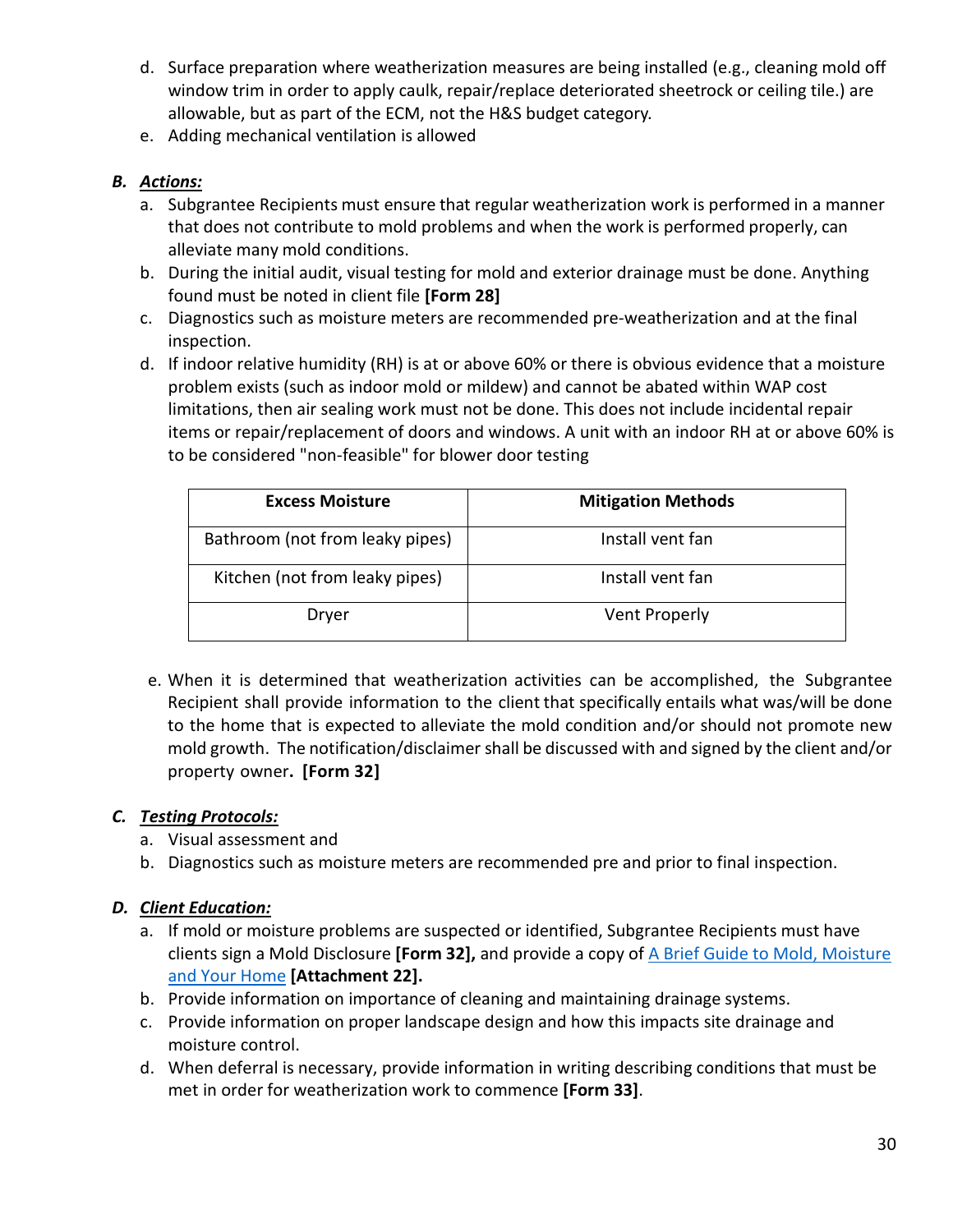d. Surface preparation where weatherization measures are being installed (e.g., cleaning mold off window trim in order to apply caulk, repair/replace deteriorated sheetrock or ceiling tile.) are allowable, but as part of the ECM, not the H&S budget category.
e. Adding mechanical ventilation is allowed

### *B. Actions:*

a. Subgrantee Recipients must ensure that regular weatherization work is performed in a manner that does not contribute to mold problems and when the work is performed properly, can alleviate many mold conditions.
b. During the initial audit, visual testing for mold and exterior drainage must be done. Anything found must be noted in client file **[Form 28]**
c. Diagnostics such as moisture meters are recommended pre-weatherization and at the final inspection.
d. If indoor relative humidity (RH) is at or above 60% or there is obvious evidence that a moisture problem exists (such as indoor mold or mildew) and cannot be abated within WAP cost limitations, then air sealing work must not be done. This does not include incidental repair items or repair/replacement of doors and windows. A unit with an indoor RH at or above 60% is to be considered "non-feasible" for blower door testing

| Excess Moisture | Mitigation Methods |
|---|---|
| Bathroom (not from leaky pipes) | Install vent fan |
| Kitchen (not from leaky pipes) | Install vent fan |
| Dryer | Vent Properly |

e. When it is determined that weatherization activities can be accomplished, the Subgrantee Recipient shall provide information to the client that specifically entails what was/will be done to the home that is expected to alleviate the mold condition and/or should not promote new mold growth. The notification/disclaimer shall be discussed with and signed by the client and/or property owner**. [Form 32]**

### *C. Testing Protocols:*

a. Visual assessment and
b. Diagnostics such as moisture meters are recommended pre and prior to final inspection.

### *D. Client Education:*

a. If mold or moisture problems are suspected or identified, Subgrantee Recipients must have clients sign a Mold Disclosure **[Form 32],** and provide a copy of A Brief Guide to Mold, Moisture and Your Home **[Attachment 22].**
b. Provide information on importance of cleaning and maintaining drainage systems.
c. Provide information on proper landscape design and how this impacts site drainage and moisture control.
d. When deferral is necessary, provide information in writing describing conditions that must be met in order for weatherization work to commence **[Form 33]**.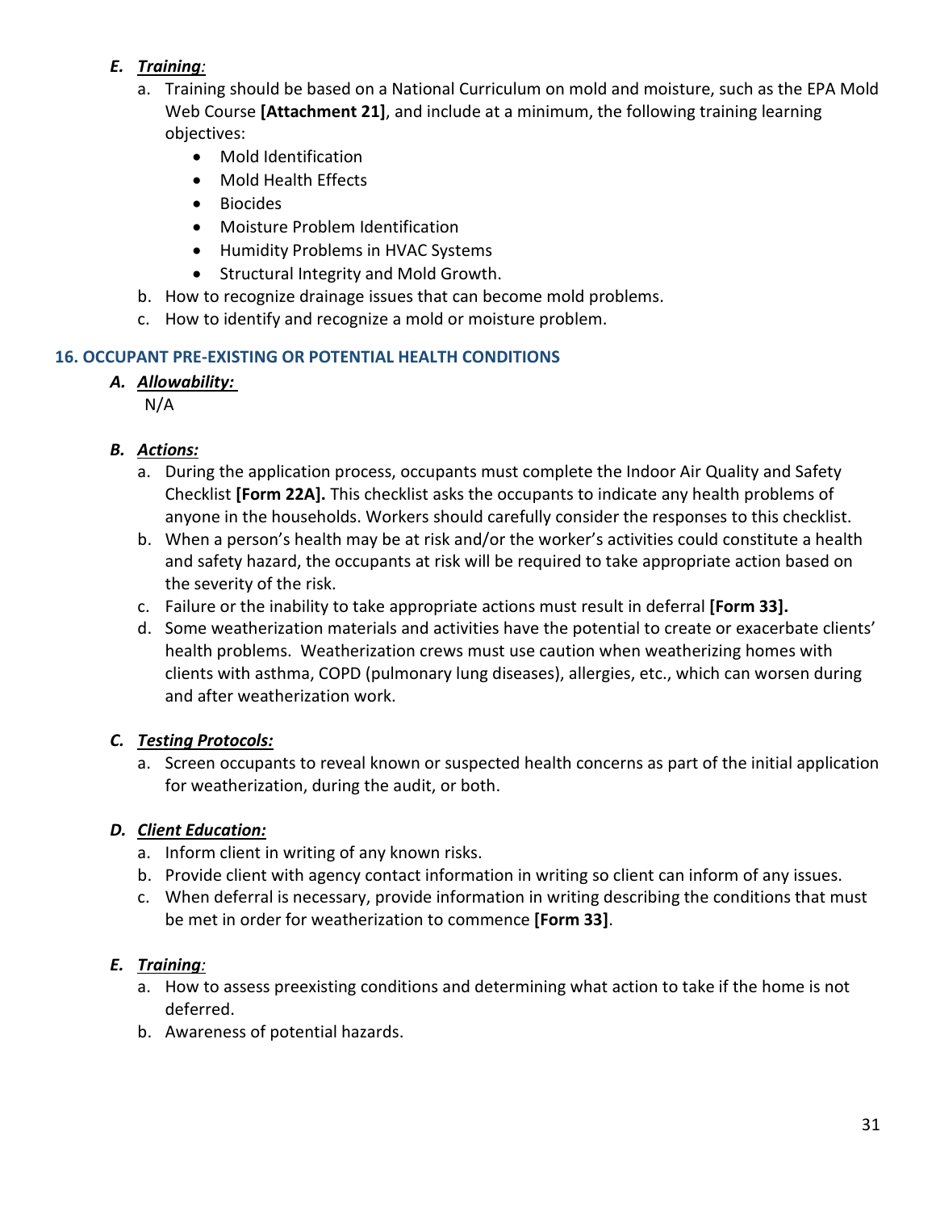### *E. Training:*

a. Training should be based on a National Curriculum on mold and moisture, such as the EPA Mold Web Course **[Attachment 21]**, and include at a minimum, the following training learning objectives:
   - Mold Identification
   - Mold Health Effects
   - Biocides
   - Moisture Problem Identification
   - Humidity Problems in HVAC Systems
   - Structural Integrity and Mold Growth.

b. How to recognize drainage issues that can become mold problems.

c. How to identify and recognize a mold or moisture problem.

## 16. OCCUPANT PRE-EXISTING OR POTENTIAL HEALTH CONDITIONS

### *A. Allowability:*

N/A

### *B. Actions:*

a. During the application process, occupants must complete the Indoor Air Quality and Safety Checklist **[Form 22A].** This checklist asks the occupants to indicate any health problems of anyone in the households. Workers should carefully consider the responses to this checklist.

b. When a person's health may be at risk and/or the worker's activities could constitute a health and safety hazard, the occupants at risk will be required to take appropriate action based on the severity of the risk.

c. Failure or the inability to take appropriate actions must result in deferral **[Form 33].**

d. Some weatherization materials and activities have the potential to create or exacerbate clients' health problems. Weatherization crews must use caution when weatherizing homes with clients with asthma, COPD (pulmonary lung diseases), allergies, etc., which can worsen during and after weatherization work.

### *C. Testing Protocols:*

a. Screen occupants to reveal known or suspected health concerns as part of the initial application for weatherization, during the audit, or both.

### *D. Client Education:*

a. Inform client in writing of any known risks.

b. Provide client with agency contact information in writing so client can inform of any issues.

c. When deferral is necessary, provide information in writing describing the conditions that must be met in order for weatherization to commence **[Form 33]**.

### *E. Training:*

a. How to assess preexisting conditions and determining what action to take if the home is not deferred.

b. Awareness of potential hazards.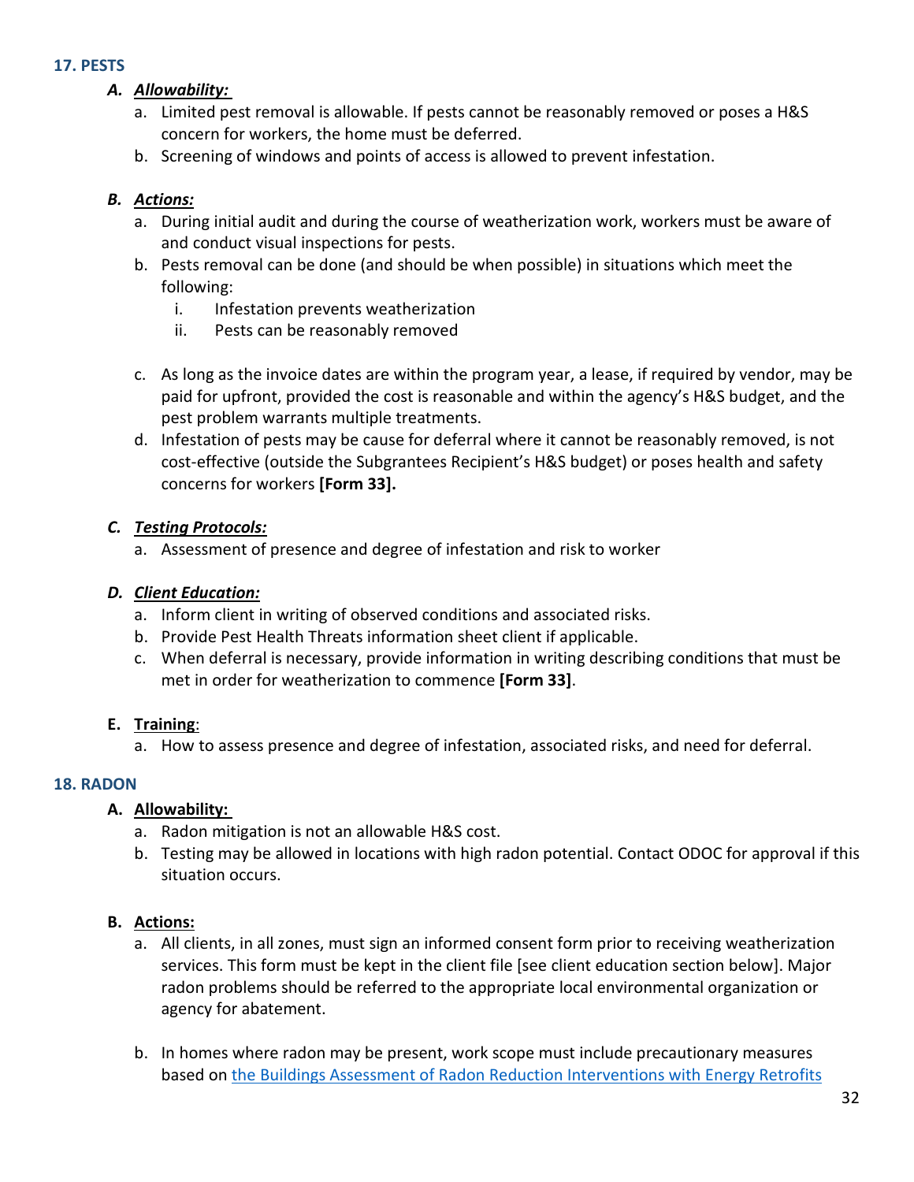## 17. PESTS

### *A. Allowability:*

a. Limited pest removal is allowable. If pests cannot be reasonably removed or poses a H&S concern for workers, the home must be deferred.
b. Screening of windows and points of access is allowed to prevent infestation.

### *B. Actions:*

a. During initial audit and during the course of weatherization work, workers must be aware of and conduct visual inspections for pests.
b. Pests removal can be done (and should be when possible) in situations which meet the following:
   i. Infestation prevents weatherization
   ii. Pests can be reasonably removed

c. As long as the invoice dates are within the program year, a lease, if required by vendor, may be paid for upfront, provided the cost is reasonable and within the agency's H&S budget, and the pest problem warrants multiple treatments.
d. Infestation of pests may be cause for deferral where it cannot be reasonably removed, is not cost-effective (outside the Subgrantees Recipient's H&S budget) or poses health and safety concerns for workers **[Form 33].**

### *C. Testing Protocols:*

a. Assessment of presence and degree of infestation and risk to worker

### *D. Client Education:*

a. Inform client in writing of observed conditions and associated risks.
b. Provide Pest Health Threats information sheet client if applicable.
c. When deferral is necessary, provide information in writing describing conditions that must be met in order for weatherization to commence **[Form 33]**.

### E. Training:

a. How to assess presence and degree of infestation, associated risks, and need for deferral.

## 18. RADON

### A. Allowability:

a. Radon mitigation is not an allowable H&S cost.
b. Testing may be allowed in locations with high radon potential. Contact ODOC for approval if this situation occurs.

### B. Actions:

a. All clients, in all zones, must sign an informed consent form prior to receiving weatherization services. This form must be kept in the client file [see client education section below]. Major radon problems should be referred to the appropriate local environmental organization or agency for abatement.

b. In homes where radon may be present, work scope must include precautionary measures based on the Buildings Assessment of Radon Reduction Interventions with Energy Retrofits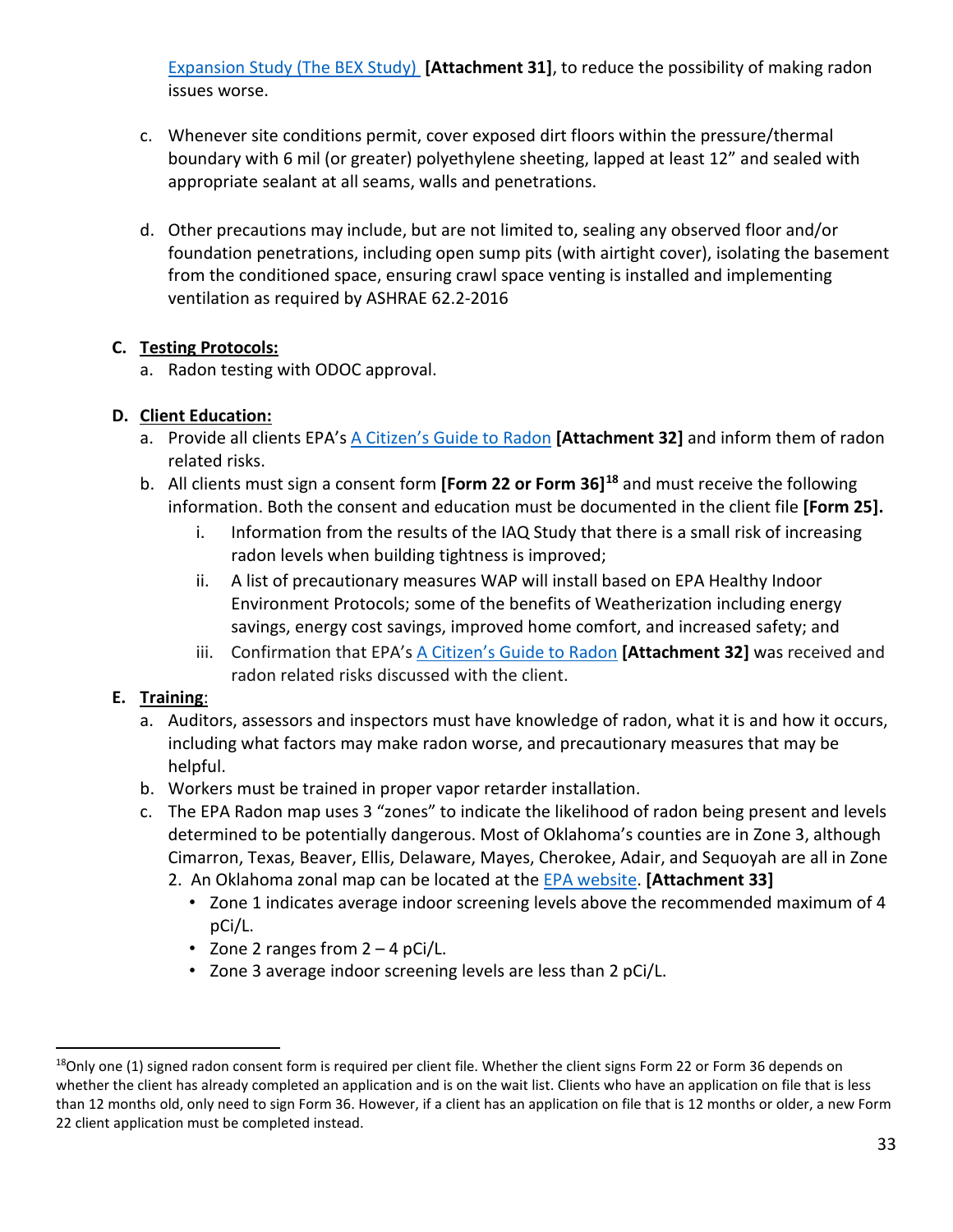Expansion Study (The BEX Study) **[Attachment 31]**, to reduce the possibility of making radon issues worse.

c. Whenever site conditions permit, cover exposed dirt floors within the pressure/thermal boundary with 6 mil (or greater) polyethylene sheeting, lapped at least 12" and sealed with appropriate sealant at all seams, walls and penetrations.

d. Other precautions may include, but are not limited to, sealing any observed floor and/or foundation penetrations, including open sump pits (with airtight cover), isolating the basement from the conditioned space, ensuring crawl space venting is installed and implementing ventilation as required by ASHRAE 62.2-2016

**C. Testing Protocols:**

a. Radon testing with ODOC approval.

**D. Client Education:**

a. Provide all clients EPA's A Citizen's Guide to Radon **[Attachment 32]** and inform them of radon related risks.

b. All clients must sign a consent form **[Form 22 or Form 36]**[18] and must receive the following information. Both the consent and education must be documented in the client file **[Form 25].**

   i. Information from the results of the IAQ Study that there is a small risk of increasing radon levels when building tightness is improved;

   ii. A list of precautionary measures WAP will install based on EPA Healthy Indoor Environment Protocols; some of the benefits of Weatherization including energy savings, energy cost savings, improved home comfort, and increased safety; and

   iii. Confirmation that EPA's A Citizen's Guide to Radon **[Attachment 32]** was received and radon related risks discussed with the client.

**E. Training:**

a. Auditors, assessors and inspectors must have knowledge of radon, what it is and how it occurs, including what factors may make radon worse, and precautionary measures that may be helpful.

b. Workers must be trained in proper vapor retarder installation.

c. The EPA Radon map uses 3 "zones" to indicate the likelihood of radon being present and levels determined to be potentially dangerous. Most of Oklahoma's counties are in Zone 3, although Cimarron, Texas, Beaver, Ellis, Delaware, Mayes, Cherokee, Adair, and Sequoyah are all in Zone 2. An Oklahoma zonal map can be located at the EPA website. **[Attachment 33]**

   - Zone 1 indicates average indoor screening levels above the recommended maximum of 4 pCi/L.
   - Zone 2 ranges from 2 – 4 pCi/L.
   - Zone 3 average indoor screening levels are less than 2 pCi/L.

---

[18] Only one (1) signed radon consent form is required per client file. Whether the client signs Form 22 or Form 36 depends on whether the client has already completed an application and is on the wait list. Clients who have an application on file that is less than 12 months old, only need to sign Form 36. However, if a client has an application on file that is 12 months or older, a new Form 22 client application must be completed instead.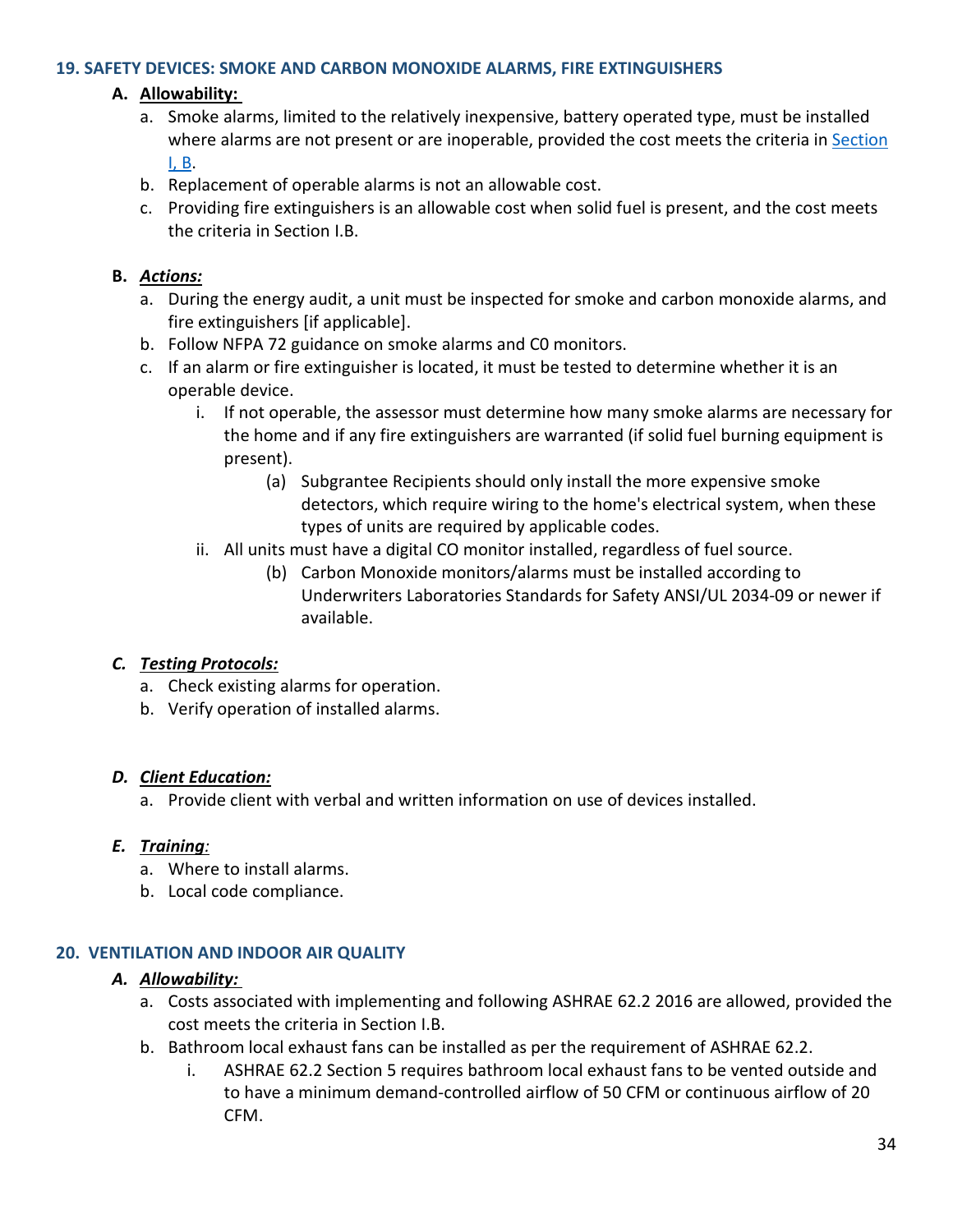## 19. SAFETY DEVICES: SMOKE AND CARBON MONOXIDE ALARMS, FIRE EXTINGUISHERS

### A. **Allowability:**

a. Smoke alarms, limited to the relatively inexpensive, battery operated type, must be installed where alarms are not present or are inoperable, provided the cost meets the criteria in Section I, B.

b. Replacement of operable alarms is not an allowable cost.

c. Providing fire extinguishers is an allowable cost when solid fuel is present, and the cost meets the criteria in Section I.B.

### B. ***Actions:***

a. During the energy audit, a unit must be inspected for smoke and carbon monoxide alarms, and fire extinguishers [if applicable].

b. Follow NFPA 72 guidance on smoke alarms and C0 monitors.

c. If an alarm or fire extinguisher is located, it must be tested to determine whether it is an operable device.

   i. If not operable, the assessor must determine how many smoke alarms are necessary for the home and if any fire extinguishers are warranted (if solid fuel burning equipment is present).

      (a) Subgrantee Recipients should only install the more expensive smoke detectors, which require wiring to the home's electrical system, when these types of units are required by applicable codes.

   ii. All units must have a digital CO monitor installed, regardless of fuel source.

      (b) Carbon Monoxide monitors/alarms must be installed according to Underwriters Laboratories Standards for Safety ANSI/UL 2034-09 or newer if available.

### *C. **Testing Protocols:***

a. Check existing alarms for operation.

b. Verify operation of installed alarms.

### *D. **Client Education:***

a. Provide client with verbal and written information on use of devices installed.

### *E. **Training**:*

a. Where to install alarms.

b. Local code compliance.

## 20. VENTILATION AND INDOOR AIR QUALITY

### *A. **Allowability:***

a. Costs associated with implementing and following ASHRAE 62.2 2016 are allowed, provided the cost meets the criteria in Section I.B.

b. Bathroom local exhaust fans can be installed as per the requirement of ASHRAE 62.2.

   i. ASHRAE 62.2 Section 5 requires bathroom local exhaust fans to be vented outside and to have a minimum demand-controlled airflow of 50 CFM or continuous airflow of 20 CFM.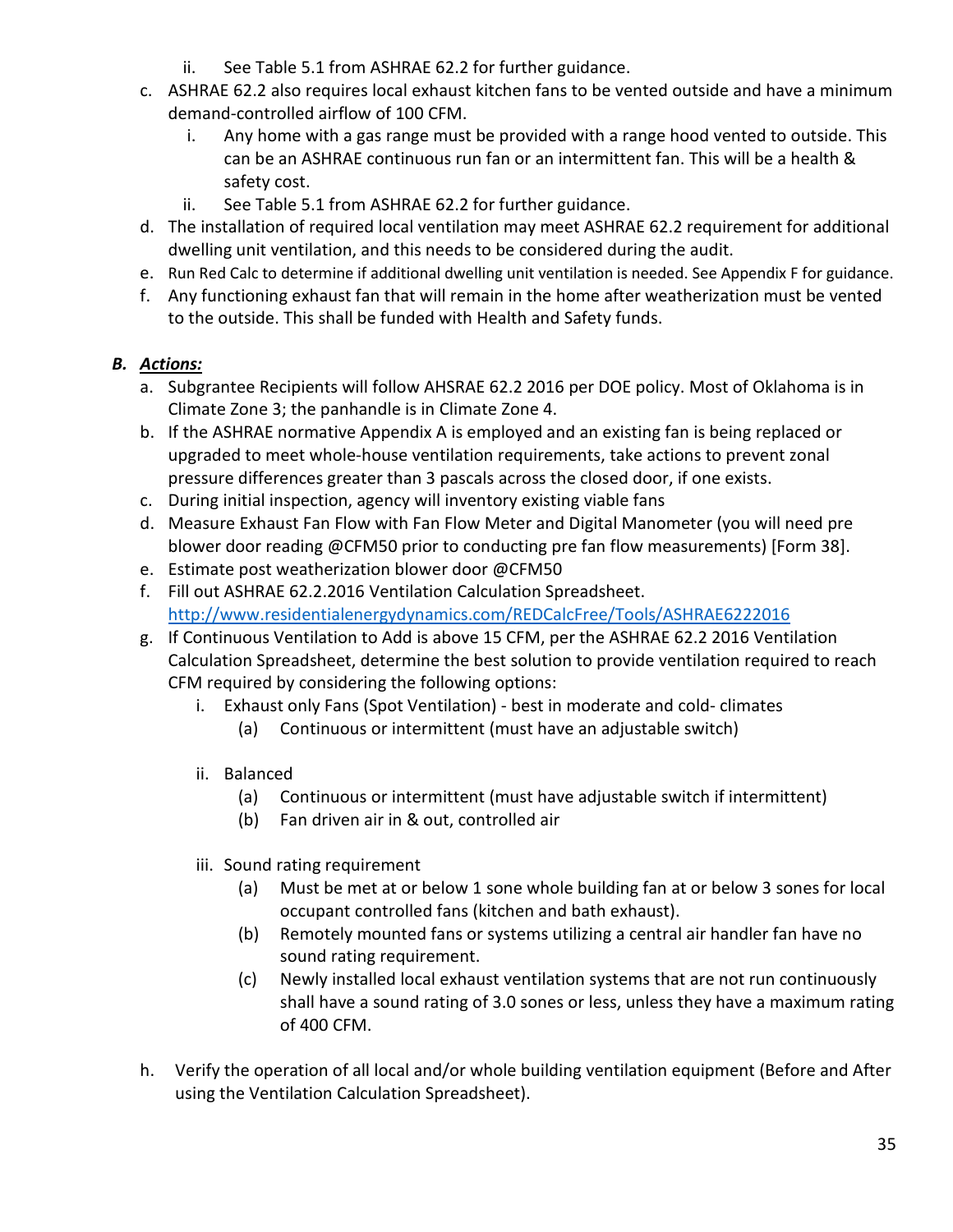ii. See Table 5.1 from ASHRAE 62.2 for further guidance.

c. ASHRAE 62.2 also requires local exhaust kitchen fans to be vented outside and have a minimum demand-controlled airflow of 100 CFM.
    i. Any home with a gas range must be provided with a range hood vented to outside. This can be an ASHRAE continuous run fan or an intermittent fan. This will be a health & safety cost.
    ii. See Table 5.1 from ASHRAE 62.2 for further guidance.
d. The installation of required local ventilation may meet ASHRAE 62.2 requirement for additional dwelling unit ventilation, and this needs to be considered during the audit.
e. Run Red Calc to determine if additional dwelling unit ventilation is needed. See Appendix F for guidance.
f. Any functioning exhaust fan that will remain in the home after weatherization must be vented to the outside. This shall be funded with Health and Safety funds.

### ***B. Actions:***

a. Subgrantee Recipients will follow AHSRAE 62.2 2016 per DOE policy. Most of Oklahoma is in Climate Zone 3; the panhandle is in Climate Zone 4.
b. If the ASHRAE normative Appendix A is employed and an existing fan is being replaced or upgraded to meet whole-house ventilation requirements, take actions to prevent zonal pressure differences greater than 3 pascals across the closed door, if one exists.
c. During initial inspection, agency will inventory existing viable fans
d. Measure Exhaust Fan Flow with Fan Flow Meter and Digital Manometer (you will need pre blower door reading @CFM50 prior to conducting pre fan flow measurements) [Form 38].
e. Estimate post weatherization blower door @CFM50
f. Fill out ASHRAE 62.2.2016 Ventilation Calculation Spreadsheet. http://www.residentialenergydynamics.com/REDCalcFree/Tools/ASHRAE6222016
g. If Continuous Ventilation to Add is above 15 CFM, per the ASHRAE 62.2 2016 Ventilation Calculation Spreadsheet, determine the best solution to provide ventilation required to reach CFM required by considering the following options:
    i. Exhaust only Fans (Spot Ventilation) - best in moderate and cold- climates
        (a) Continuous or intermittent (must have an adjustable switch)
    ii. Balanced
        (a) Continuous or intermittent (must have adjustable switch if intermittent)
        (b) Fan driven air in & out, controlled air
    iii. Sound rating requirement
        (a) Must be met at or below 1 sone whole building fan at or below 3 sones for local occupant controlled fans (kitchen and bath exhaust).
        (b) Remotely mounted fans or systems utilizing a central air handler fan have no sound rating requirement.
        (c) Newly installed local exhaust ventilation systems that are not run continuously shall have a sound rating of 3.0 sones or less, unless they have a maximum rating of 400 CFM.
h. Verify the operation of all local and/or whole building ventilation equipment (Before and After using the Ventilation Calculation Spreadsheet).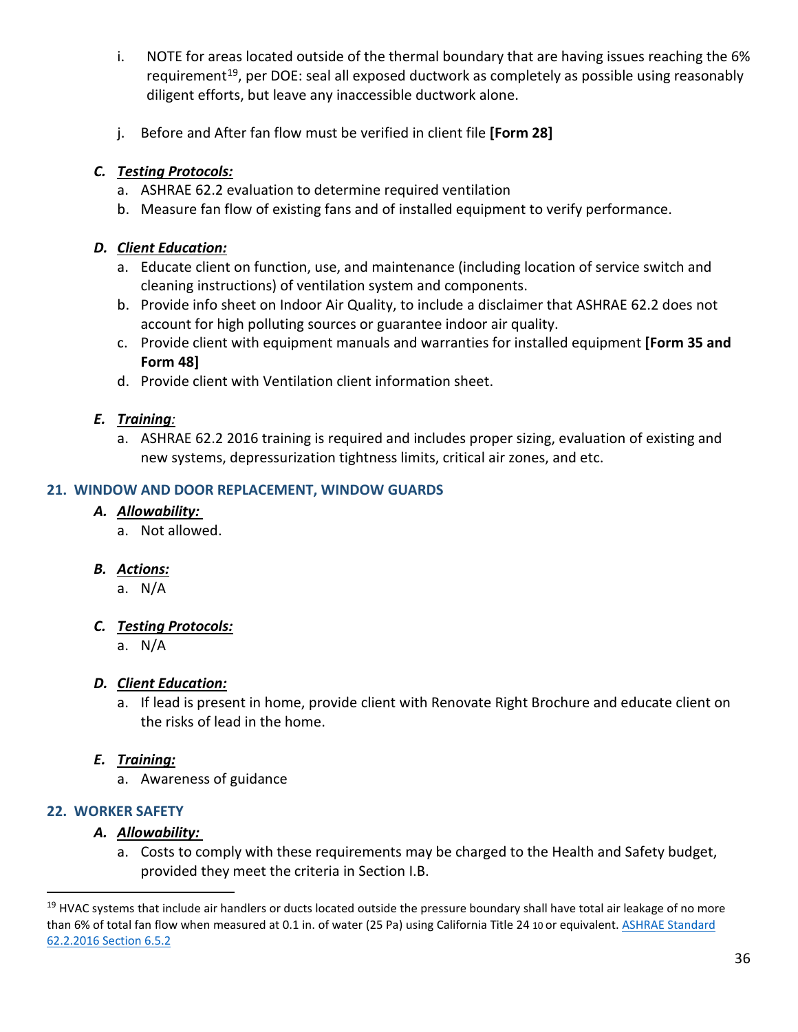i. NOTE for areas located outside of the thermal boundary that are having issues reaching the 6% requirement[19], per DOE: seal all exposed ductwork as completely as possible using reasonably diligent efforts, but leave any inaccessible ductwork alone.

j. Before and After fan flow must be verified in client file **[Form 28]**

### *C. Testing Protocols:*

a. ASHRAE 62.2 evaluation to determine required ventilation
b. Measure fan flow of existing fans and of installed equipment to verify performance.

### *D. Client Education:*

a. Educate client on function, use, and maintenance (including location of service switch and cleaning instructions) of ventilation system and components.
b. Provide info sheet on Indoor Air Quality, to include a disclaimer that ASHRAE 62.2 does not account for high polluting sources or guarantee indoor air quality.
c. Provide client with equipment manuals and warranties for installed equipment **[Form 35 and Form 48]**
d. Provide client with Ventilation client information sheet.

### *E. Training:*

a. ASHRAE 62.2 2016 training is required and includes proper sizing, evaluation of existing and new systems, depressurization tightness limits, critical air zones, and etc.

## 21. WINDOW AND DOOR REPLACEMENT, WINDOW GUARDS

### *A. Allowability:*

a. Not allowed.

### *B. Actions:*

a. N/A

### *C. Testing Protocols:*

a. N/A

### *D. Client Education:*

a. If lead is present in home, provide client with Renovate Right Brochure and educate client on the risks of lead in the home.

### *E. Training:*

a. Awareness of guidance

## 22. WORKER SAFETY

### *A. Allowability:*

a. Costs to comply with these requirements may be charged to the Health and Safety budget, provided they meet the criteria in Section I.B.

---

[19] HVAC systems that include air handlers or ducts located outside the pressure boundary shall have total air leakage of no more than 6% of total fan flow when measured at 0.1 in. of water (25 Pa) using California Title 24 10 or equivalent. [ASHRAE Standard 62.2.2016 Section 6.5.2]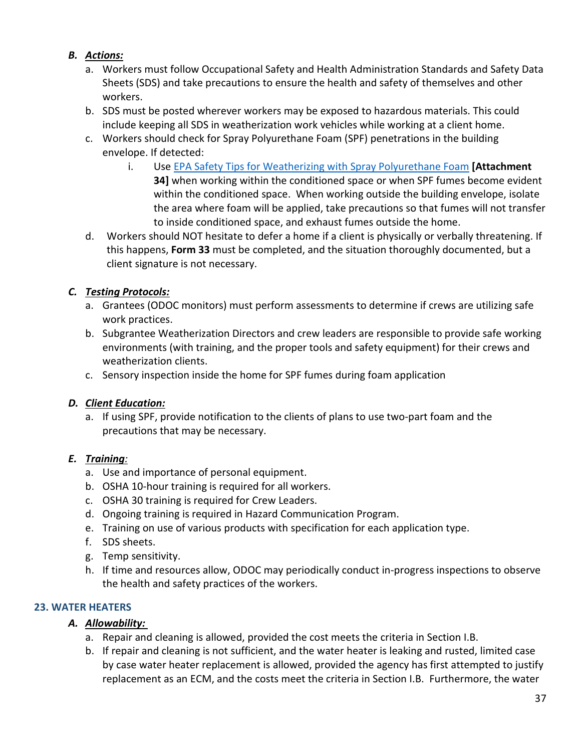### *B. Actions:*

a. Workers must follow Occupational Safety and Health Administration Standards and Safety Data Sheets (SDS) and take precautions to ensure the health and safety of themselves and other workers.

b. SDS must be posted wherever workers may be exposed to hazardous materials. This could include keeping all SDS in weatherization work vehicles while working at a client home.

c. Workers should check for Spray Polyurethane Foam (SPF) penetrations in the building envelope. If detected:

   i. Use EPA Safety Tips for Weatherizing with Spray Polyurethane Foam **[Attachment 34]** when working within the conditioned space or when SPF fumes become evident within the conditioned space. When working outside the building envelope, isolate the area where foam will be applied, take precautions so that fumes will not transfer to inside conditioned space, and exhaust fumes outside the home.

d. Workers should NOT hesitate to defer a home if a client is physically or verbally threatening. If this happens, **Form 33** must be completed, and the situation thoroughly documented, but a client signature is not necessary.

### *C. Testing Protocols:*

a. Grantees (ODOC monitors) must perform assessments to determine if crews are utilizing safe work practices.

b. Subgrantee Weatherization Directors and crew leaders are responsible to provide safe working environments (with training, and the proper tools and safety equipment) for their crews and weatherization clients.

c. Sensory inspection inside the home for SPF fumes during foam application

### *D. Client Education:*

a. If using SPF, provide notification to the clients of plans to use two-part foam and the precautions that may be necessary.

### *E. Training:*

a. Use and importance of personal equipment.

b. OSHA 10-hour training is required for all workers.

c. OSHA 30 training is required for Crew Leaders.

d. Ongoing training is required in Hazard Communication Program.

e. Training on use of various products with specification for each application type.

f. SDS sheets.

g. Temp sensitivity.

h. If time and resources allow, ODOC may periodically conduct in-progress inspections to observe the health and safety practices of the workers.

## 23. WATER HEATERS

### *A. Allowability:*

a. Repair and cleaning is allowed, provided the cost meets the criteria in Section I.B.

b. If repair and cleaning is not sufficient, and the water heater is leaking and rusted, limited case by case water heater replacement is allowed, provided the agency has first attempted to justify replacement as an ECM, and the costs meet the criteria in Section I.B. Furthermore, the water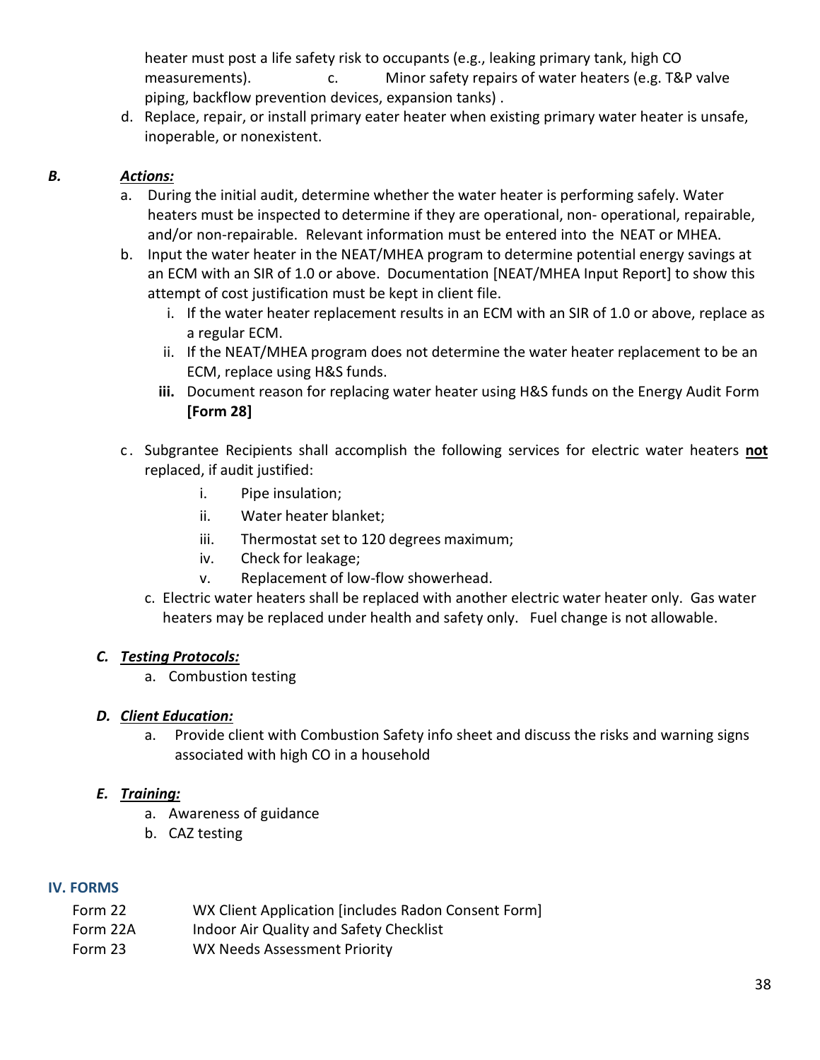heater must post a life safety risk to occupants (e.g., leaking primary tank, high CO measurements). c. Minor safety repairs of water heaters (e.g. T&P valve piping, backflow prevention devices, expansion tanks) .

d. Replace, repair, or install primary eater heater when existing primary water heater is unsafe, inoperable, or nonexistent.

***B. Actions:***

a. During the initial audit, determine whether the water heater is performing safely. Water heaters must be inspected to determine if they are operational, non- operational, repairable, and/or non-repairable. Relevant information must be entered into the NEAT or MHEA.

b. Input the water heater in the NEAT/MHEA program to determine potential energy savings at an ECM with an SIR of 1.0 or above. Documentation [NEAT/MHEA Input Report] to show this attempt of cost justification must be kept in client file.

   i. If the water heater replacement results in an ECM with an SIR of 1.0 or above, replace as a regular ECM.

   ii. If the NEAT/MHEA program does not determine the water heater replacement to be an ECM, replace using H&S funds.

   **iii.** Document reason for replacing water heater using H&S funds on the Energy Audit Form **[Form 28]**

c. Subgrantee Recipients shall accomplish the following services for electric water heaters **<u>not</u>** replaced, if audit justified:

   i. Pipe insulation;

   ii. Water heater blanket;

   iii. Thermostat set to 120 degrees maximum;

   iv. Check for leakage;

   v. Replacement of low-flow showerhead.

c. Electric water heaters shall be replaced with another electric water heater only. Gas water heaters may be replaced under health and safety only. Fuel change is not allowable.

***C. Testing Protocols:***

a. Combustion testing

***D. Client Education:***

a. Provide client with Combustion Safety info sheet and discuss the risks and warning signs associated with high CO in a household

***E. Training:***

a. Awareness of guidance

b. CAZ testing

## IV. FORMS

| | |
|---|---|
| Form 22 | WX Client Application [includes Radon Consent Form] |
| Form 22A | Indoor Air Quality and Safety Checklist |
| Form 23 | WX Needs Assessment Priority |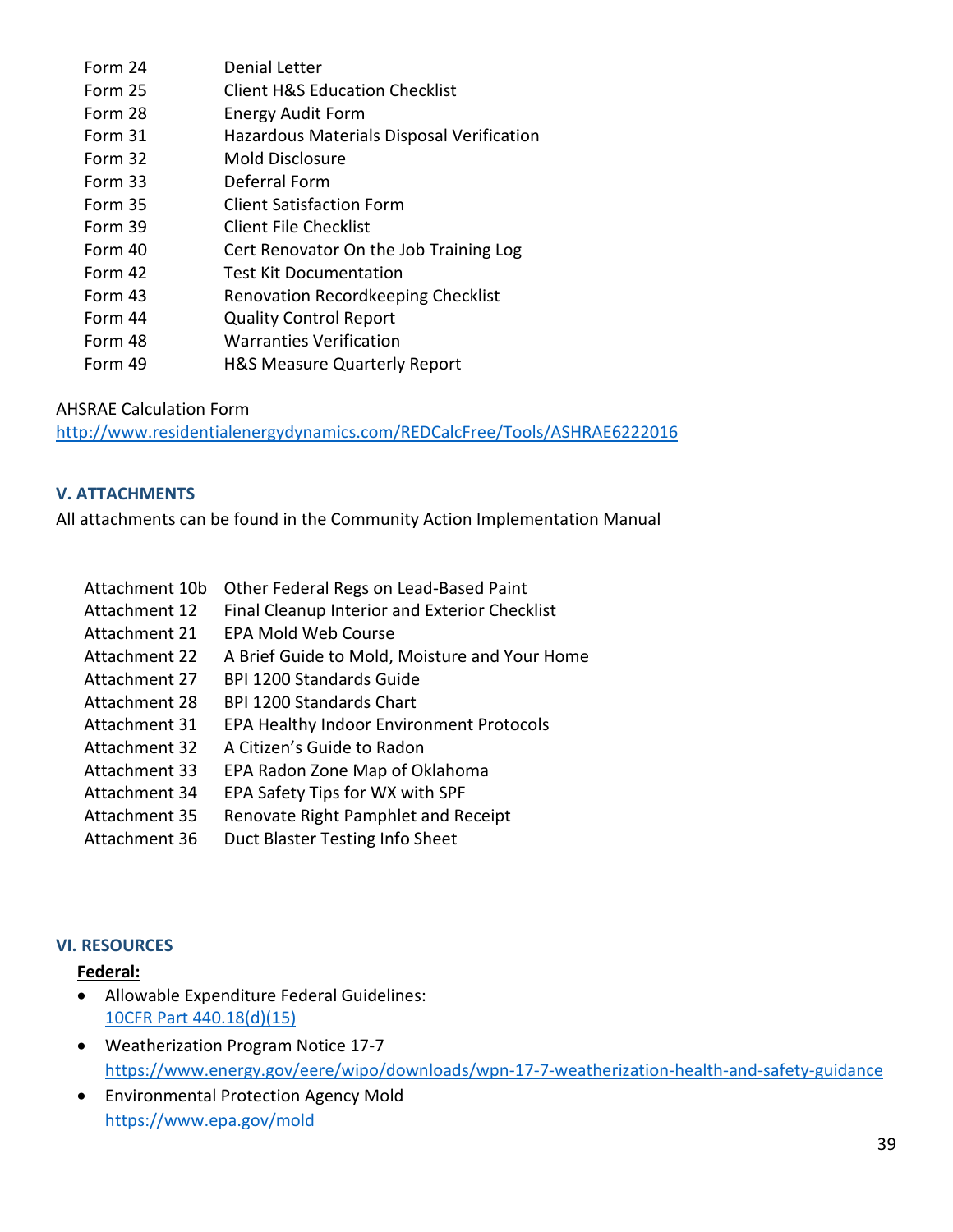| | |
|---|---|
| Form 24 | Denial Letter |
| Form 25 | Client H&S Education Checklist |
| Form 28 | Energy Audit Form |
| Form 31 | Hazardous Materials Disposal Verification |
| Form 32 | Mold Disclosure |
| Form 33 | Deferral Form |
| Form 35 | Client Satisfaction Form |
| Form 39 | Client File Checklist |
| Form 40 | Cert Renovator On the Job Training Log |
| Form 42 | Test Kit Documentation |
| Form 43 | Renovation Recordkeeping Checklist |
| Form 44 | Quality Control Report |
| Form 48 | Warranties Verification |
| Form 49 | H&S Measure Quarterly Report |

AHSRAE Calculation Form
http://www.residentialenergydynamics.com/REDCalcFree/Tools/ASHRAE6222016

## V. ATTACHMENTS

All attachments can be found in the Community Action Implementation Manual

| | |
|---|---|
| Attachment 10b | Other Federal Regs on Lead-Based Paint |
| Attachment 12 | Final Cleanup Interior and Exterior Checklist |
| Attachment 21 | EPA Mold Web Course |
| Attachment 22 | A Brief Guide to Mold, Moisture and Your Home |
| Attachment 27 | BPI 1200 Standards Guide |
| Attachment 28 | BPI 1200 Standards Chart |
| Attachment 31 | EPA Healthy Indoor Environment Protocols |
| Attachment 32 | A Citizen's Guide to Radon |
| Attachment 33 | EPA Radon Zone Map of Oklahoma |
| Attachment 34 | EPA Safety Tips for WX with SPF |
| Attachment 35 | Renovate Right Pamphlet and Receipt |
| Attachment 36 | Duct Blaster Testing Info Sheet |

## VI. RESOURCES

**Federal:**

- Allowable Expenditure Federal Guidelines:
  10CFR Part 440.18(d)(15)
- Weatherization Program Notice 17-7
  https://www.energy.gov/eere/wipo/downloads/wpn-17-7-weatherization-health-and-safety-guidance
- Environmental Protection Agency Mold
  https://www.epa.gov/mold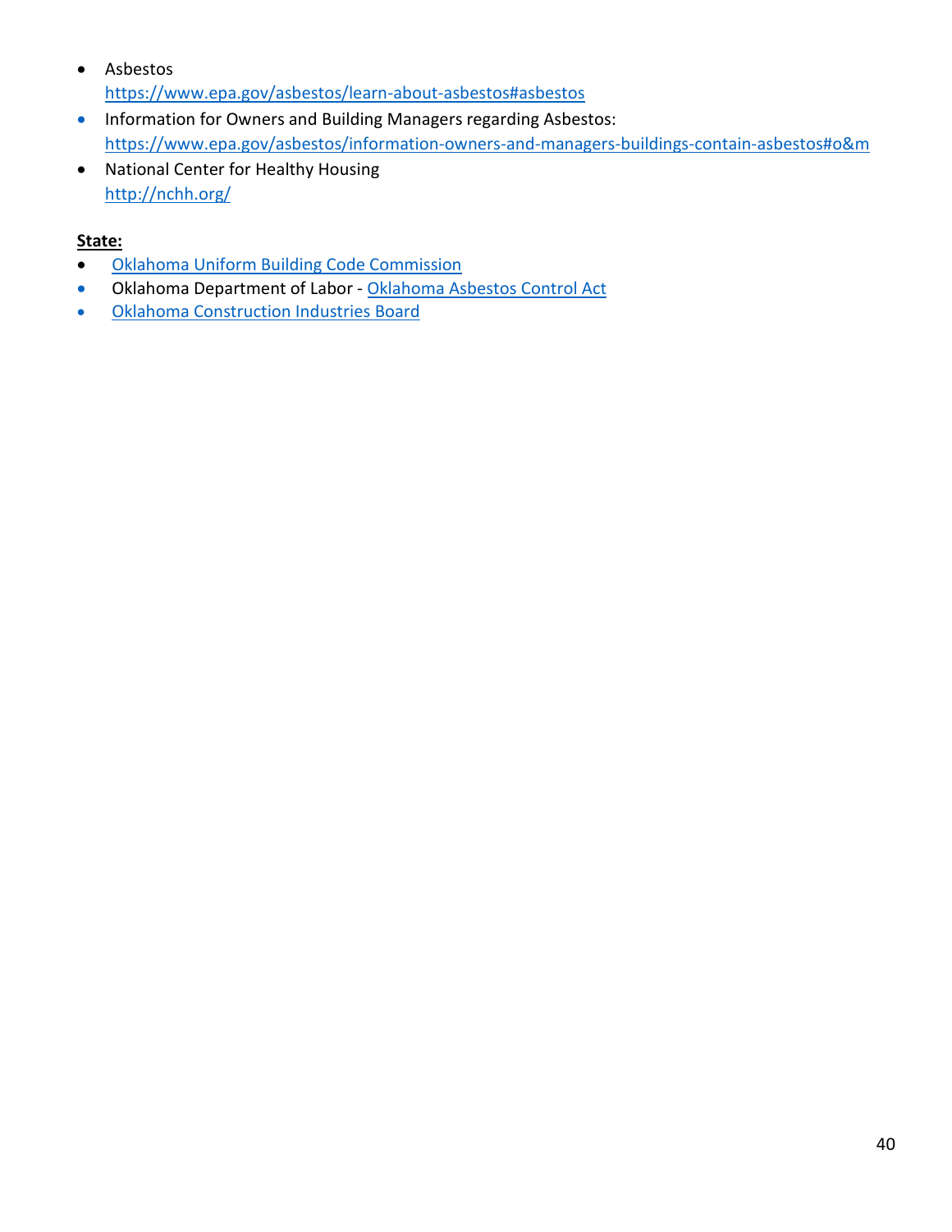- Asbestos
  https://www.epa.gov/asbestos/learn-about-asbestos#asbestos
- Information for Owners and Building Managers regarding Asbestos:
  https://www.epa.gov/asbestos/information-owners-and-managers-buildings-contain-asbestos#o&m
- National Center for Healthy Housing
  http://nchh.org/

**State:**

- Oklahoma Uniform Building Code Commission
- Oklahoma Department of Labor - Oklahoma Asbestos Control Act
- Oklahoma Construction Industries Board